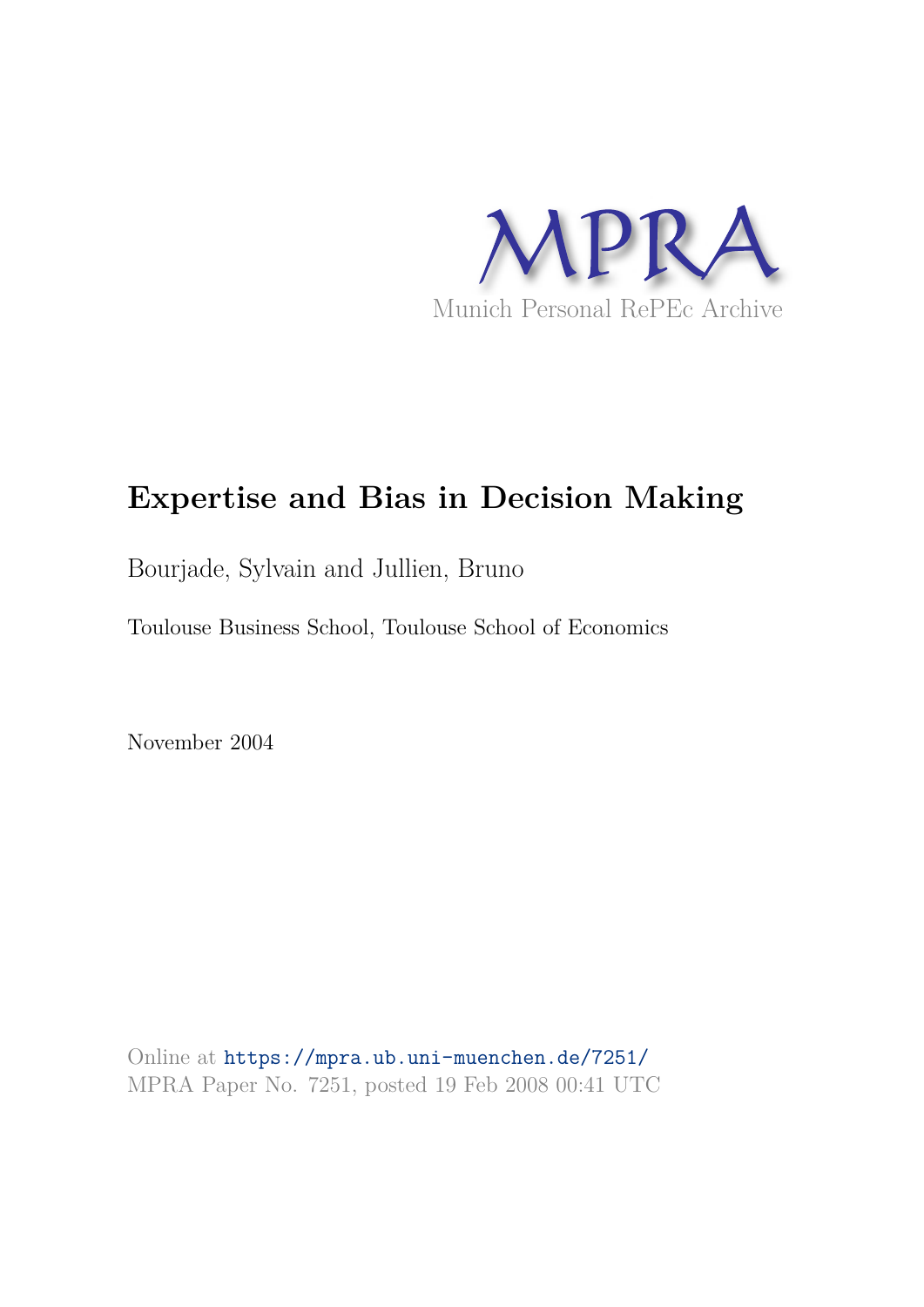MPRA

Munich Personal RePEc Archive

# Expertise and Bias in Decision Making

Bourjade, Sylvain and Jullien, Bruno

Toulouse Business School, Toulouse School of Economics

November 2004

Online at https://mpra.ub.uni-muenchen.de/7251/
MPRA Paper No. 7251, posted 19 Feb 2008 00:41 UTC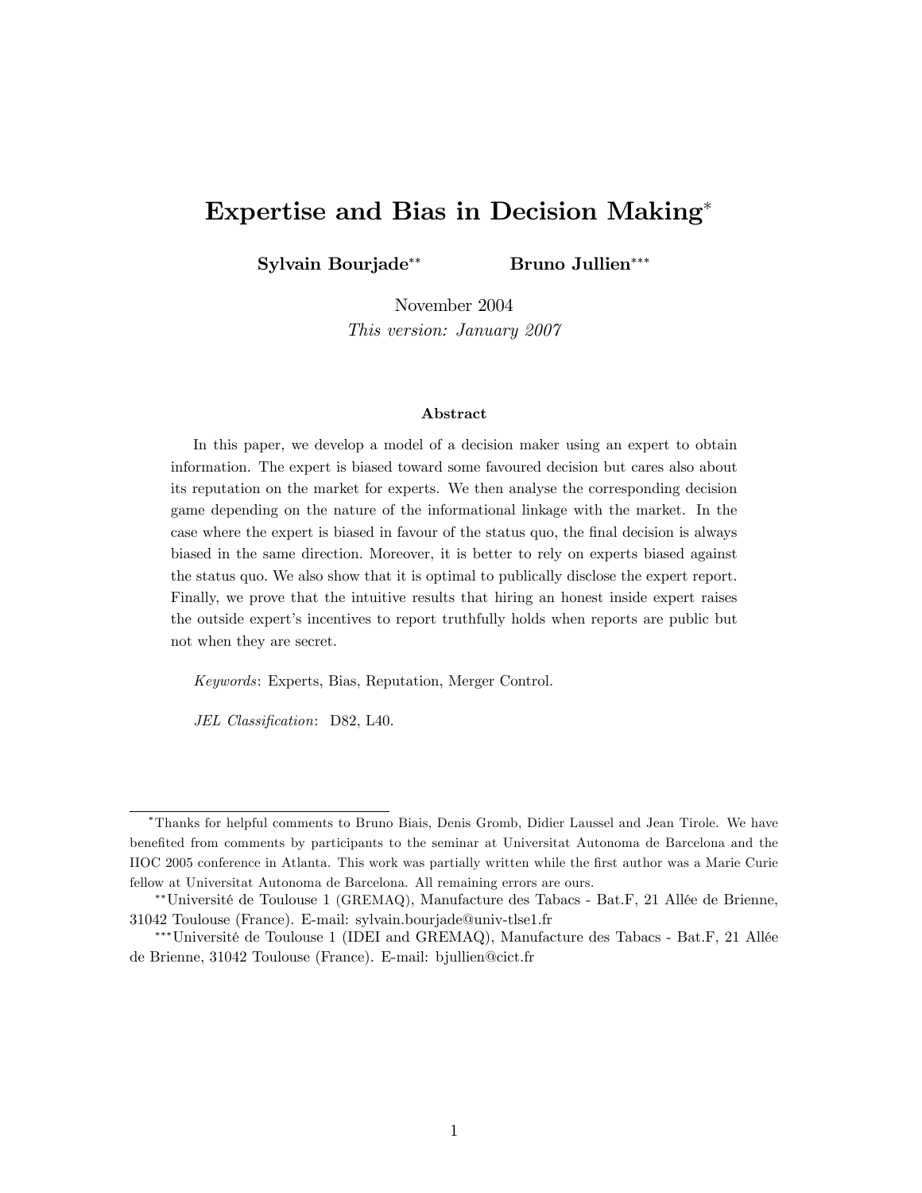# Expertise and Bias in Decision Making*

**Sylvain Bourjade****  **Bruno Jullien*****

November 2004

*This version: January 2007*

### Abstract

In this paper, we develop a model of a decision maker using an expert to obtain information. The expert is biased toward some favoured decision but cares also about its reputation on the market for experts. We then analyse the corresponding decision game depending on the nature of the informational linkage with the market. In the case where the expert is biased in favour of the status quo, the final decision is always biased in the same direction. Moreover, it is better to rely on experts biased against the status quo. We also show that it is optimal to publically disclose the expert report. Finally, we prove that the intuitive results that hiring an honest inside expert raises the outside expert's incentives to report truthfully holds when reports are public but not when they are secret.

*Keywords*: Experts, Bias, Reputation, Merger Control.

*JEL Classification*: D82, L40.

---

*Thanks for helpful comments to Bruno Biais, Denis Gromb, Didier Laussel and Jean Tirole. We have benefited from comments by participants to the seminar at Universitat Autonoma de Barcelona and the IIOC 2005 conference in Atlanta. This work was partially written while the first author was a Marie Curie fellow at Universitat Autonoma de Barcelona. All remaining errors are ours.

**Université de Toulouse 1 (GREMAQ), Manufacture des Tabacs - Bat.F, 21 Allée de Brienne, 31042 Toulouse (France). E-mail: sylvain.bourjade@univ-tlse1.fr

***Université de Toulouse 1 (IDEI and GREMAQ), Manufacture des Tabacs - Bat.F, 21 Allée de Brienne, 31042 Toulouse (France). E-mail: bjullien@cict.fr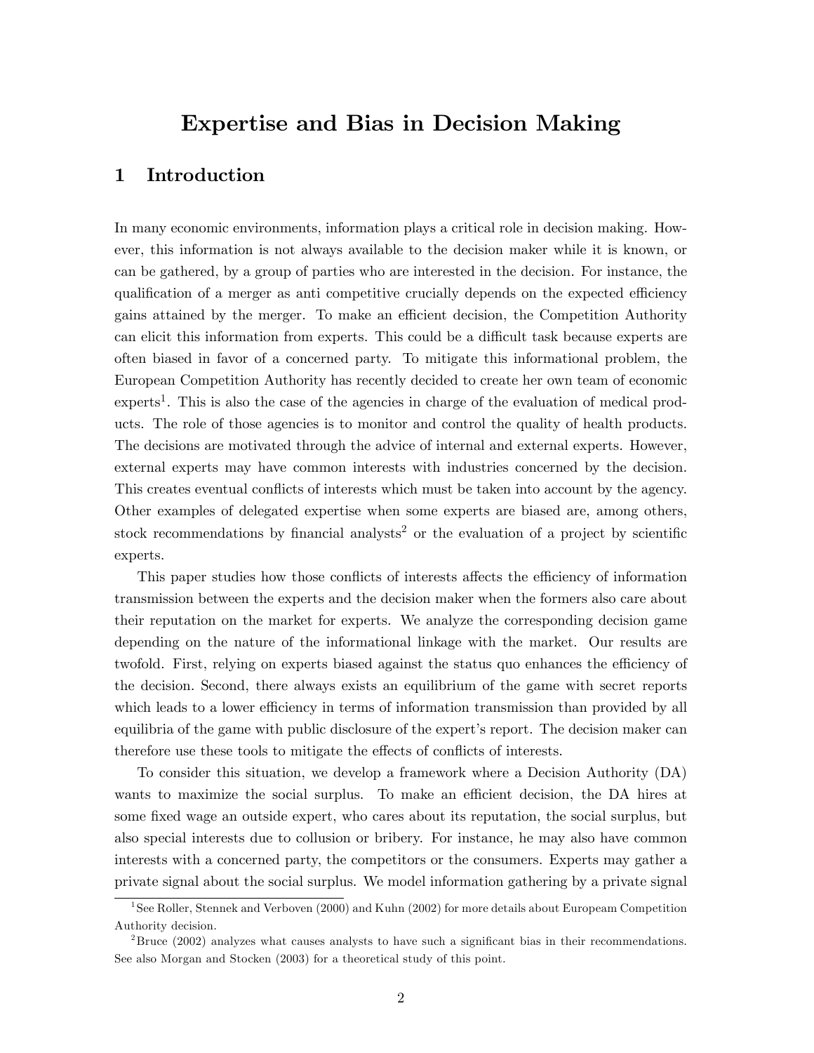# Expertise and Bias in Decision Making

## 1 Introduction

In many economic environments, information plays a critical role in decision making. However, this information is not always available to the decision maker while it is known, or can be gathered, by a group of parties who are interested in the decision. For instance, the qualification of a merger as anti competitive crucially depends on the expected efficiency gains attained by the merger. To make an efficient decision, the Competition Authority can elicit this information from experts. This could be a difficult task because experts are often biased in favor of a concerned party. To mitigate this informational problem, the European Competition Authority has recently decided to create her own team of economic experts[1]. This is also the case of the agencies in charge of the evaluation of medical products. The role of those agencies is to monitor and control the quality of health products. The decisions are motivated through the advice of internal and external experts. However, external experts may have common interests with industries concerned by the decision. This creates eventual conflicts of interests which must be taken into account by the agency. Other examples of delegated expertise when some experts are biased are, among others, stock recommendations by financial analysts[2] or the evaluation of a project by scientific experts.

This paper studies how those conflicts of interests affects the efficiency of information transmission between the experts and the decision maker when the formers also care about their reputation on the market for experts. We analyze the corresponding decision game depending on the nature of the informational linkage with the market. Our results are twofold. First, relying on experts biased against the status quo enhances the efficiency of the decision. Second, there always exists an equilibrium of the game with secret reports which leads to a lower efficiency in terms of information transmission than provided by all equilibria of the game with public disclosure of the expert's report. The decision maker can therefore use these tools to mitigate the effects of conflicts of interests.

To consider this situation, we develop a framework where a Decision Authority (DA) wants to maximize the social surplus. To make an efficient decision, the DA hires at some fixed wage an outside expert, who cares about its reputation, the social surplus, but also special interests due to collusion or bribery. For instance, he may also have common interests with a concerned party, the competitors or the consumers. Experts may gather a private signal about the social surplus. We model information gathering by a private signal

[1] See Roller, Stennek and Verboven (2000) and Kuhn (2002) for more details about Europeam Competition Authority decision.

[2] Bruce (2002) analyzes what causes analysts to have such a significant bias in their recommendations. See also Morgan and Stocken (2003) for a theoretical study of this point.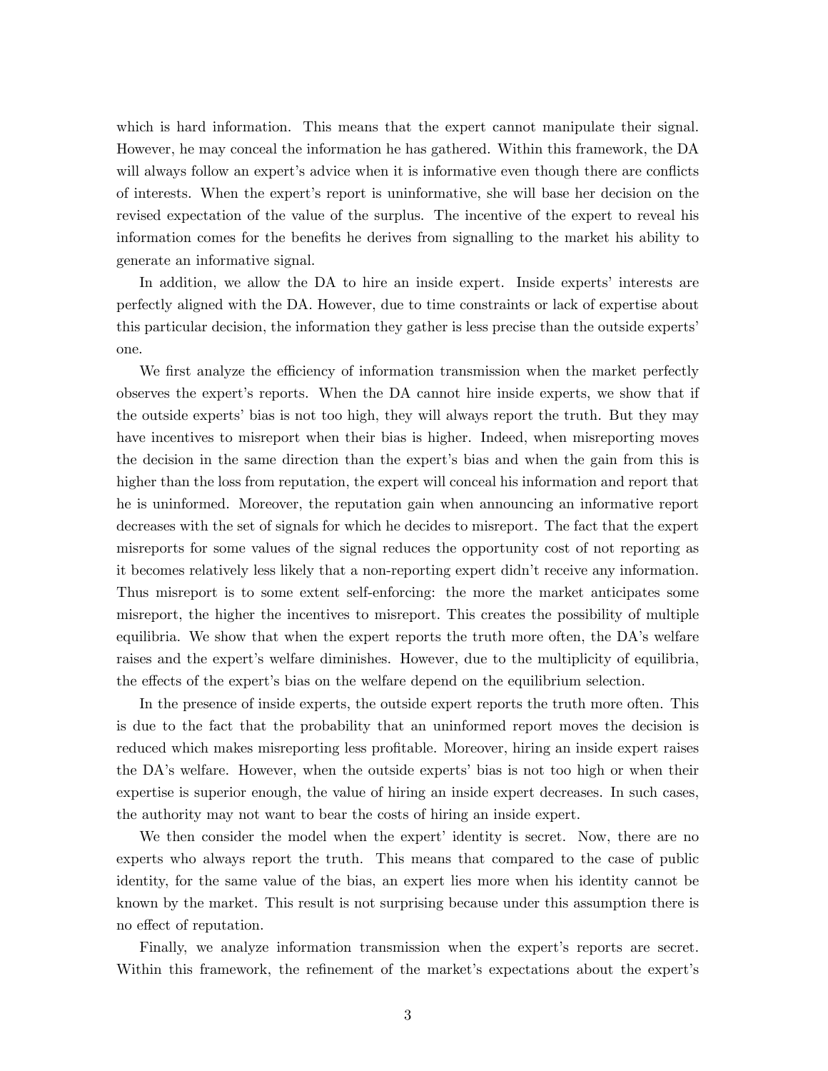which is hard information. This means that the expert cannot manipulate their signal. However, he may conceal the information he has gathered. Within this framework, the DA will always follow an expert's advice when it is informative even though there are conflicts of interests. When the expert's report is uninformative, she will base her decision on the revised expectation of the value of the surplus. The incentive of the expert to reveal his information comes for the benefits he derives from signalling to the market his ability to generate an informative signal.

In addition, we allow the DA to hire an inside expert. Inside experts' interests are perfectly aligned with the DA. However, due to time constraints or lack of expertise about this particular decision, the information they gather is less precise than the outside experts' one.

We first analyze the efficiency of information transmission when the market perfectly observes the expert's reports. When the DA cannot hire inside experts, we show that if the outside experts' bias is not too high, they will always report the truth. But they may have incentives to misreport when their bias is higher. Indeed, when misreporting moves the decision in the same direction than the expert's bias and when the gain from this is higher than the loss from reputation, the expert will conceal his information and report that he is uninformed. Moreover, the reputation gain when announcing an informative report decreases with the set of signals for which he decides to misreport. The fact that the expert misreports for some values of the signal reduces the opportunity cost of not reporting as it becomes relatively less likely that a non-reporting expert didn't receive any information. Thus misreport is to some extent self-enforcing: the more the market anticipates some misreport, the higher the incentives to misreport. This creates the possibility of multiple equilibria. We show that when the expert reports the truth more often, the DA's welfare raises and the expert's welfare diminishes. However, due to the multiplicity of equilibria, the effects of the expert's bias on the welfare depend on the equilibrium selection.

In the presence of inside experts, the outside expert reports the truth more often. This is due to the fact that the probability that an uninformed report moves the decision is reduced which makes misreporting less profitable. Moreover, hiring an inside expert raises the DA's welfare. However, when the outside experts' bias is not too high or when their expertise is superior enough, the value of hiring an inside expert decreases. In such cases, the authority may not want to bear the costs of hiring an inside expert.

We then consider the model when the expert' identity is secret. Now, there are no experts who always report the truth. This means that compared to the case of public identity, for the same value of the bias, an expert lies more when his identity cannot be known by the market. This result is not surprising because under this assumption there is no effect of reputation.

Finally, we analyze information transmission when the expert's reports are secret. Within this framework, the refinement of the market's expectations about the expert's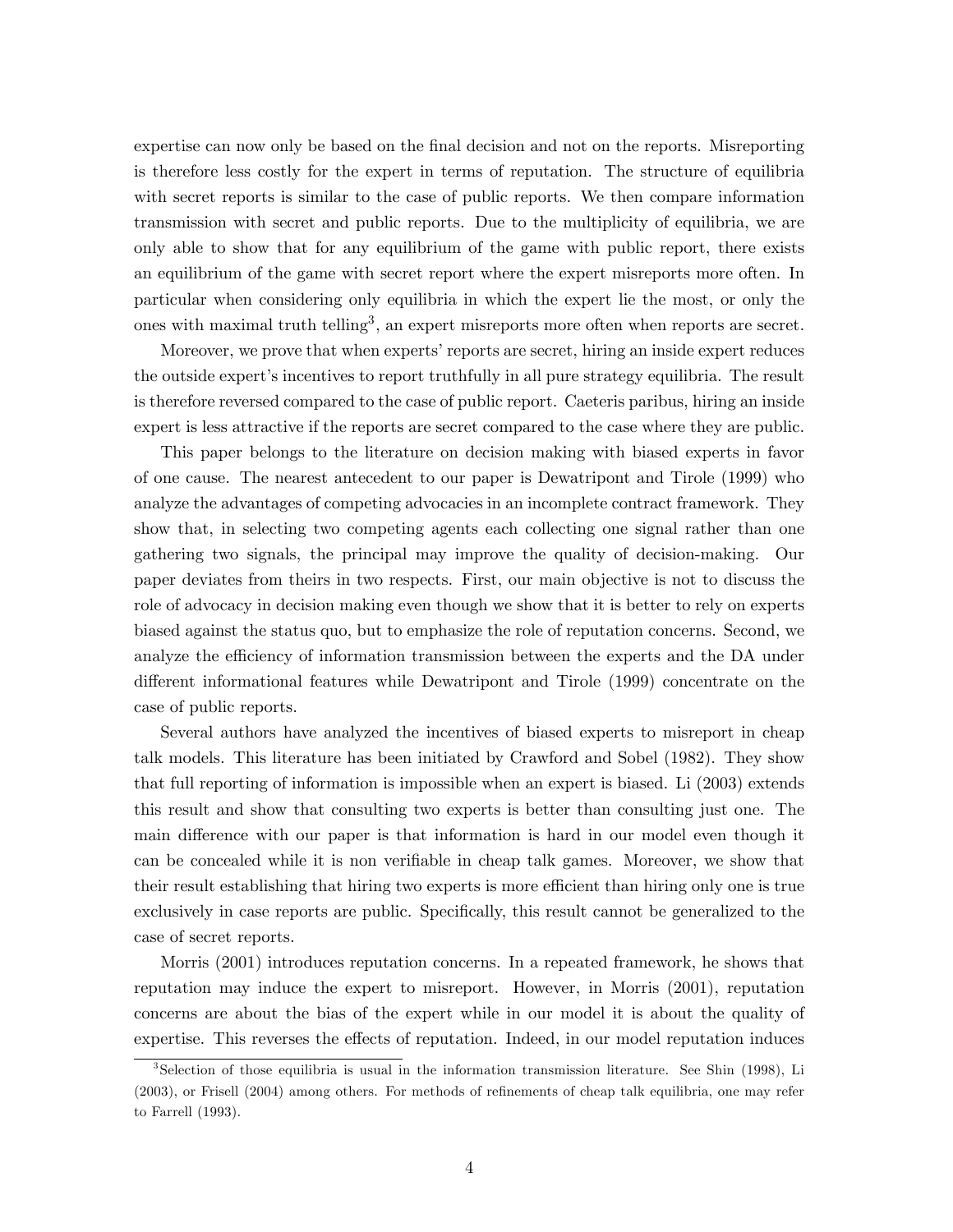expertise can now only be based on the final decision and not on the reports. Misreporting is therefore less costly for the expert in terms of reputation. The structure of equilibria with secret reports is similar to the case of public reports. We then compare information transmission with secret and public reports. Due to the multiplicity of equilibria, we are only able to show that for any equilibrium of the game with public report, there exists an equilibrium of the game with secret report where the expert misreports more often. In particular when considering only equilibria in which the expert lie the most, or only the ones with maximal truth telling[3], an expert misreports more often when reports are secret.

Moreover, we prove that when experts' reports are secret, hiring an inside expert reduces the outside expert's incentives to report truthfully in all pure strategy equilibria. The result is therefore reversed compared to the case of public report. Caeteris paribus, hiring an inside expert is less attractive if the reports are secret compared to the case where they are public.

This paper belongs to the literature on decision making with biased experts in favor of one cause. The nearest antecedent to our paper is Dewatripont and Tirole (1999) who analyze the advantages of competing advocacies in an incomplete contract framework. They show that, in selecting two competing agents each collecting one signal rather than one gathering two signals, the principal may improve the quality of decision-making. Our paper deviates from theirs in two respects. First, our main objective is not to discuss the role of advocacy in decision making even though we show that it is better to rely on experts biased against the status quo, but to emphasize the role of reputation concerns. Second, we analyze the efficiency of information transmission between the experts and the DA under different informational features while Dewatripont and Tirole (1999) concentrate on the case of public reports.

Several authors have analyzed the incentives of biased experts to misreport in cheap talk models. This literature has been initiated by Crawford and Sobel (1982). They show that full reporting of information is impossible when an expert is biased. Li (2003) extends this result and show that consulting two experts is better than consulting just one. The main difference with our paper is that information is hard in our model even though it can be concealed while it is non verifiable in cheap talk games. Moreover, we show that their result establishing that hiring two experts is more efficient than hiring only one is true exclusively in case reports are public. Specifically, this result cannot be generalized to the case of secret reports.

Morris (2001) introduces reputation concerns. In a repeated framework, he shows that reputation may induce the expert to misreport. However, in Morris (2001), reputation concerns are about the bias of the expert while in our model it is about the quality of expertise. This reverses the effects of reputation. Indeed, in our model reputation induces

[3] Selection of those equilibria is usual in the information transmission literature. See Shin (1998), Li (2003), or Frisell (2004) among others. For methods of refinements of cheap talk equilibria, one may refer to Farrell (1993).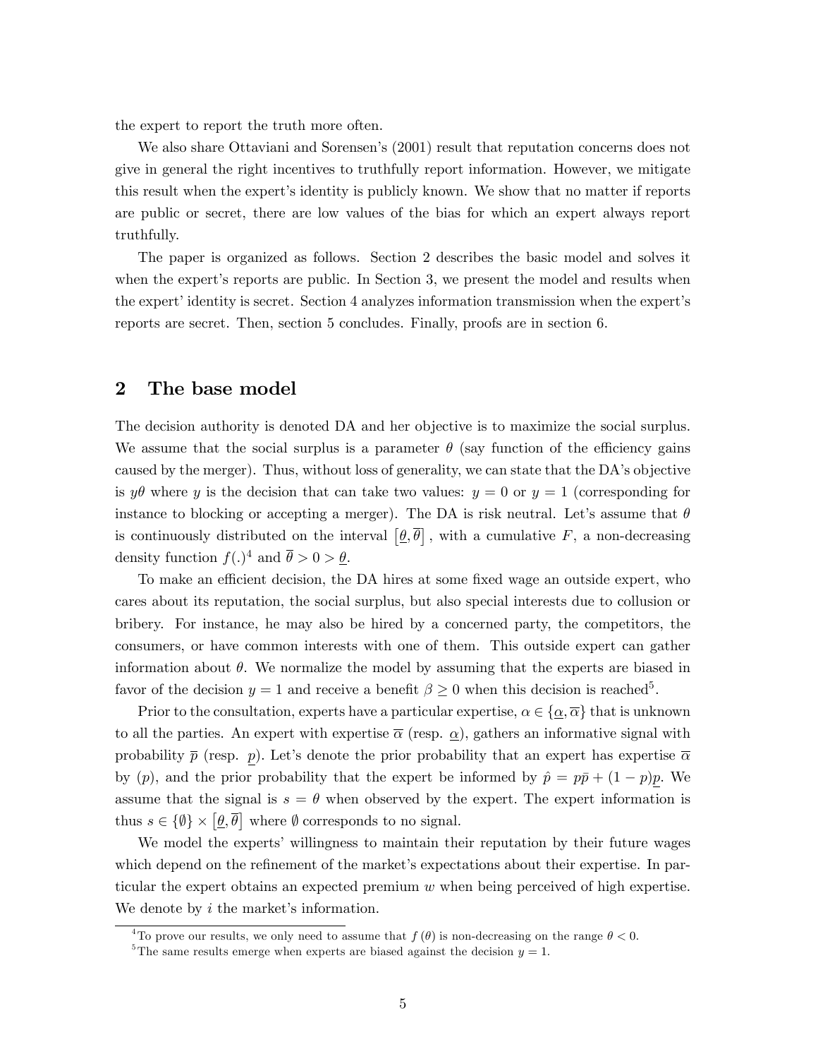the expert to report the truth more often.

We also share Ottaviani and Sorensen's (2001) result that reputation concerns does not give in general the right incentives to truthfully report information. However, we mitigate this result when the expert's identity is publicly known. We show that no matter if reports are public or secret, there are low values of the bias for which an expert always report truthfully.

The paper is organized as follows. Section 2 describes the basic model and solves it when the expert's reports are public. In Section 3, we present the model and results when the expert' identity is secret. Section 4 analyzes information transmission when the expert's reports are secret. Then, section 5 concludes. Finally, proofs are in section 6.

## 2 The base model

The decision authority is denoted DA and her objective is to maximize the social surplus. We assume that the social surplus is a parameter $\theta$ (say function of the efficiency gains caused by the merger). Thus, without loss of generality, we can state that the DA's objective is $y\theta$ where $y$ is the decision that can take two values: $y = 0$ or $y = 1$ (corresponding for instance to blocking or accepting a merger). The DA is risk neutral. Let's assume that $\theta$ is continuously distributed on the interval $\left[\underline{\theta}, \overline{\theta}\right]$, with a cumulative $F$, a non-decreasing density function $f(.)$[4] and $\overline{\theta} > 0 > \underline{\theta}$.

To make an efficient decision, the DA hires at some fixed wage an outside expert, who cares about its reputation, the social surplus, but also special interests due to collusion or bribery. For instance, he may also be hired by a concerned party, the competitors, the consumers, or have common interests with one of them. This outside expert can gather information about $\theta$. We normalize the model by assuming that the experts are biased in favor of the decision $y = 1$ and receive a benefit $\beta \geq 0$ when this decision is reached[5].

Prior to the consultation, experts have a particular expertise, $\alpha \in \{\underline{\alpha}, \overline{\alpha}\}$ that is unknown to all the parties. An expert with expertise $\overline{\alpha}$ (resp. $\underline{\alpha}$), gathers an informative signal with probability $\overline{p}$ (resp. $\underline{p}$). Let's denote the prior probability that an expert has expertise $\overline{\alpha}$ by $(p)$, and the prior probability that the expert be informed by $\hat{p} = p\bar{p} + (1-p)\underline{p}$. We assume that the signal is $s = \theta$ when observed by the expert. The expert information is thus $s \in \{\emptyset\} \times \left[\underline{\theta}, \overline{\theta}\right]$ where $\emptyset$ corresponds to no signal.

We model the experts' willingness to maintain their reputation by their future wages which depend on the refinement of the market's expectations about their expertise. In particular the expert obtains an expected premium $w$ when being perceived of high expertise. We denote by $i$ the market's information.

[4] To prove our results, we only need to assume that $f(\theta)$ is non-decreasing on the range $\theta < 0$.

[5] The same results emerge when experts are biased against the decision $y = 1$.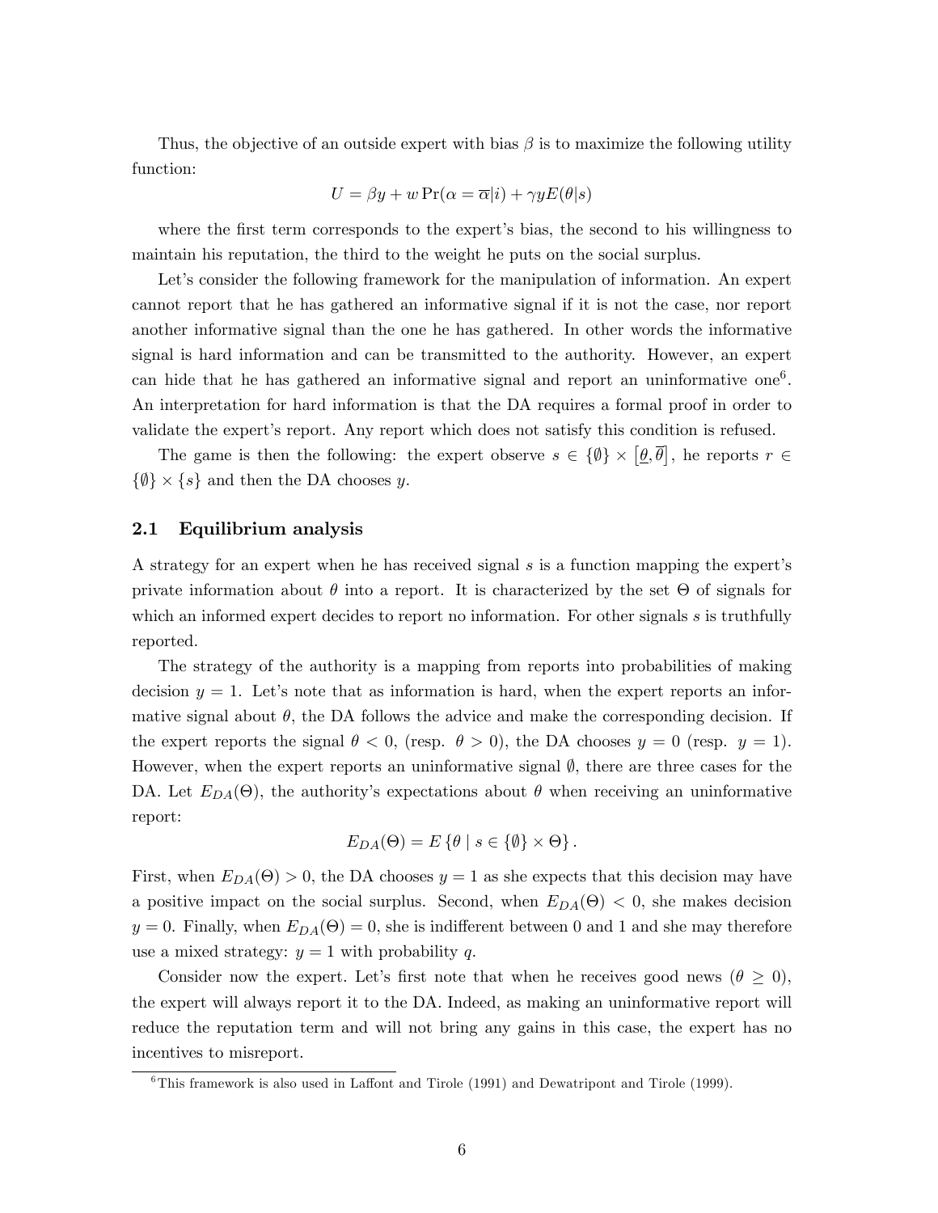Thus, the objective of an outside expert with bias $\beta$ is to maximize the following utility function:

$$U = \beta y + w \Pr(\alpha = \overline{\alpha}|i) + \gamma y E(\theta|s)$$

where the first term corresponds to the expert's bias, the second to his willingness to maintain his reputation, the third to the weight he puts on the social surplus.

Let's consider the following framework for the manipulation of information. An expert cannot report that he has gathered an informative signal if it is not the case, nor report another informative signal than the one he has gathered. In other words the informative signal is hard information and can be transmitted to the authority. However, an expert can hide that he has gathered an informative signal and report an uninformative one[6]. An interpretation for hard information is that the DA requires a formal proof in order to validate the expert's report. Any report which does not satisfy this condition is refused.

The game is then the following: the expert observe $s \in \{\emptyset\} \times [\underline{\theta}, \overline{\theta}]$, he reports $r \in \{\emptyset\} \times \{s\}$ and then the DA chooses $y$.

## 2.1 Equilibrium analysis

A strategy for an expert when he has received signal $s$ is a function mapping the expert's private information about $\theta$ into a report. It is characterized by the set $\Theta$ of signals for which an informed expert decides to report no information. For other signals $s$ is truthfully reported.

The strategy of the authority is a mapping from reports into probabilities of making decision $y = 1$. Let's note that as information is hard, when the expert reports an informative signal about $\theta$, the DA follows the advice and make the corresponding decision. If the expert reports the signal $\theta < 0$, (resp. $\theta > 0$), the DA chooses $y = 0$ (resp. $y = 1$). However, when the expert reports an uninformative signal $\emptyset$, there are three cases for the DA. Let $E_{DA}(\Theta)$, the authority's expectations about $\theta$ when receiving an uninformative report:

$$E_{DA}(\Theta) = E\left\{\theta \mid s \in \{\emptyset\} \times \Theta\right\}.$$

First, when $E_{DA}(\Theta) > 0$, the DA chooses $y = 1$ as she expects that this decision may have a positive impact on the social surplus. Second, when $E_{DA}(\Theta) < 0$, she makes decision $y = 0$. Finally, when $E_{DA}(\Theta) = 0$, she is indifferent between 0 and 1 and she may therefore use a mixed strategy: $y = 1$ with probability $q$.

Consider now the expert. Let's first note that when he receives good news ($\theta \geq 0$), the expert will always report it to the DA. Indeed, as making an uninformative report will reduce the reputation term and will not bring any gains in this case, the expert has no incentives to misreport.

[6] This framework is also used in Laffont and Tirole (1991) and Dewatripont and Tirole (1999).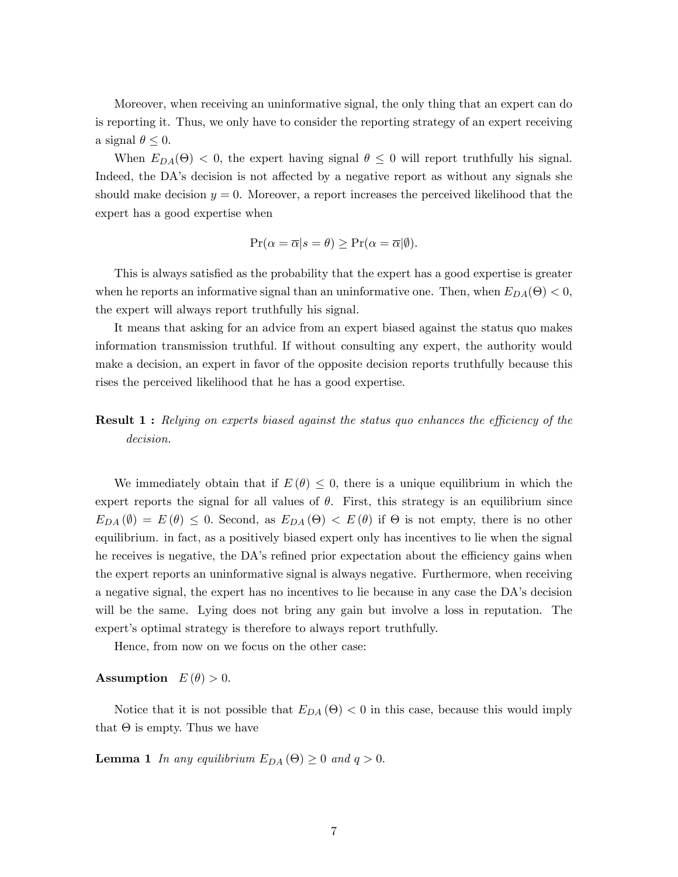Moreover, when receiving an uninformative signal, the only thing that an expert can do is reporting it. Thus, we only have to consider the reporting strategy of an expert receiving a signal $\theta \leq 0$.

When $E_{DA}(\Theta) < 0$, the expert having signal $\theta \leq 0$ will report truthfully his signal. Indeed, the DA's decision is not affected by a negative report as without any signals she should make decision $y = 0$. Moreover, a report increases the perceived likelihood that the expert has a good expertise when

$$\Pr(\alpha = \overline{\alpha} | s = \theta) \geq \Pr(\alpha = \overline{\alpha} | \emptyset).$$

This is always satisfied as the probability that the expert has a good expertise is greater when he reports an informative signal than an uninformative one. Then, when $E_{DA}(\Theta) < 0$, the expert will always report truthfully his signal.

It means that asking for an advice from an expert biased against the status quo makes information transmission truthful. If without consulting any expert, the authority would make a decision, an expert in favor of the opposite decision reports truthfully because this rises the perceived likelihood that he has a good expertise.

**Result 1 :** *Relying on experts biased against the status quo enhances the efficiency of the decision.*

We immediately obtain that if $E(\theta) \leq 0$, there is a unique equilibrium in which the expert reports the signal for all values of $\theta$. First, this strategy is an equilibrium since $E_{DA}(\emptyset) = E(\theta) \leq 0$. Second, as $E_{DA}(\Theta) < E(\theta)$ if $\Theta$ is not empty, there is no other equilibrium. in fact, as a positively biased expert only has incentives to lie when the signal he receives is negative, the DA's refined prior expectation about the efficiency gains when the expert reports an uninformative signal is always negative. Furthermore, when receiving a negative signal, the expert has no incentives to lie because in any case the DA's decision will be the same. Lying does not bring any gain but involve a loss in reputation. The expert's optimal strategy is therefore to always report truthfully.

Hence, from now on we focus on the other case:

**Assumption** $E(\theta) > 0$.

Notice that it is not possible that $E_{DA}(\Theta) < 0$ in this case, because this would imply that $\Theta$ is empty. Thus we have

**Lemma 1** *In any equilibrium $E_{DA}(\Theta) \geq 0$ and $q > 0$.*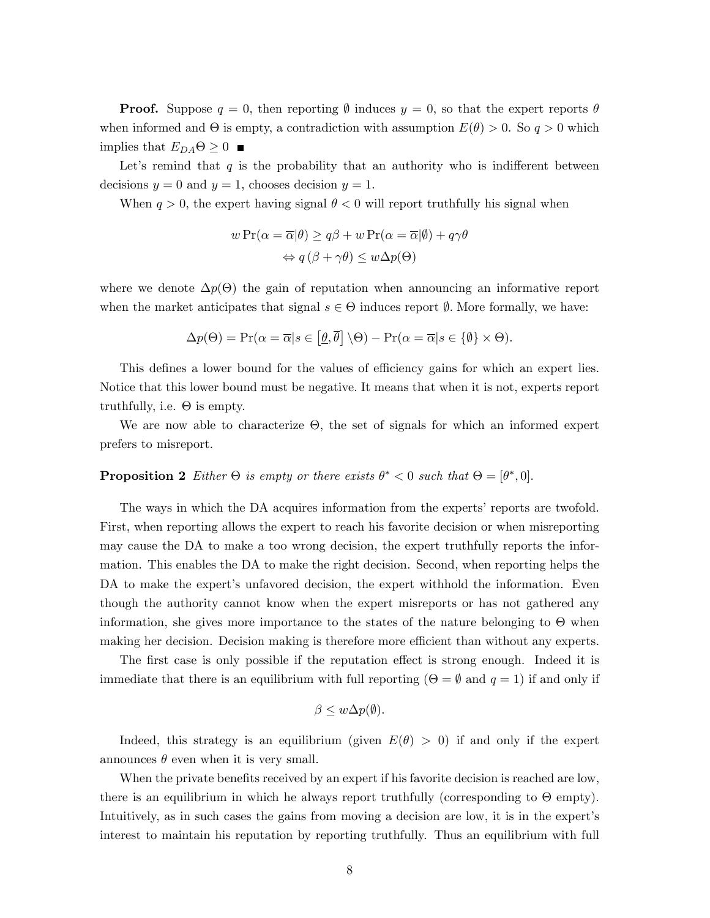**Proof.** Suppose $q = 0$, then reporting $\emptyset$ induces $y = 0$, so that the expert reports $\theta$ when informed and $\Theta$ is empty, a contradiction with assumption $E(\theta) > 0$. So $q > 0$ which implies that $E_{DA}\Theta \geq 0$ ■

Let's remind that $q$ is the probability that an authority who is indifferent between decisions $y = 0$ and $y = 1$, chooses decision $y = 1$.

When $q > 0$, the expert having signal $\theta < 0$ will report truthfully his signal when

$$w \Pr(\alpha = \overline{\alpha}|\theta) \geq q\beta + w \Pr(\alpha = \overline{\alpha}|\emptyset) + q\gamma\theta$$
$$\Leftrightarrow q\left(\beta + \gamma\theta\right) \leq w\Delta p(\Theta)$$

where we denote $\Delta p(\Theta)$ the gain of reputation when announcing an informative report when the market anticipates that signal $s \in \Theta$ induces report $\emptyset$. More formally, we have:

$$\Delta p(\Theta) = \Pr(\alpha = \overline{\alpha}|s \in \left[\underline{\theta}, \overline{\theta}\right] \backslash \Theta) - \Pr(\alpha = \overline{\alpha}|s \in \{\emptyset\} \times \Theta).$$

This defines a lower bound for the values of efficiency gains for which an expert lies. Notice that this lower bound must be negative. It means that when it is not, experts report truthfully, i.e. $\Theta$ is empty.

We are now able to characterize $\Theta$, the set of signals for which an informed expert prefers to misreport.

**Proposition 2** *Either $\Theta$ is empty or there exists $\theta^* < 0$ such that $\Theta = [\theta^*, 0]$.*

The ways in which the DA acquires information from the experts' reports are twofold. First, when reporting allows the expert to reach his favorite decision or when misreporting may cause the DA to make a too wrong decision, the expert truthfully reports the information. This enables the DA to make the right decision. Second, when reporting helps the DA to make the expert's unfavored decision, the expert withhold the information. Even though the authority cannot know when the expert misreports or has not gathered any information, she gives more importance to the states of the nature belonging to $\Theta$ when making her decision. Decision making is therefore more efficient than without any experts.

The first case is only possible if the reputation effect is strong enough. Indeed it is immediate that there is an equilibrium with full reporting ($\Theta = \emptyset$ and $q = 1$) if and only if

$$\beta \leq w\Delta p(\emptyset).$$

Indeed, this strategy is an equilibrium (given $E(\theta) > 0$) if and only if the expert announces $\theta$ even when it is very small.

When the private benefits received by an expert if his favorite decision is reached are low, there is an equilibrium in which he always report truthfully (corresponding to $\Theta$ empty). Intuitively, as in such cases the gains from moving a decision are low, it is in the expert's interest to maintain his reputation by reporting truthfully. Thus an equilibrium with full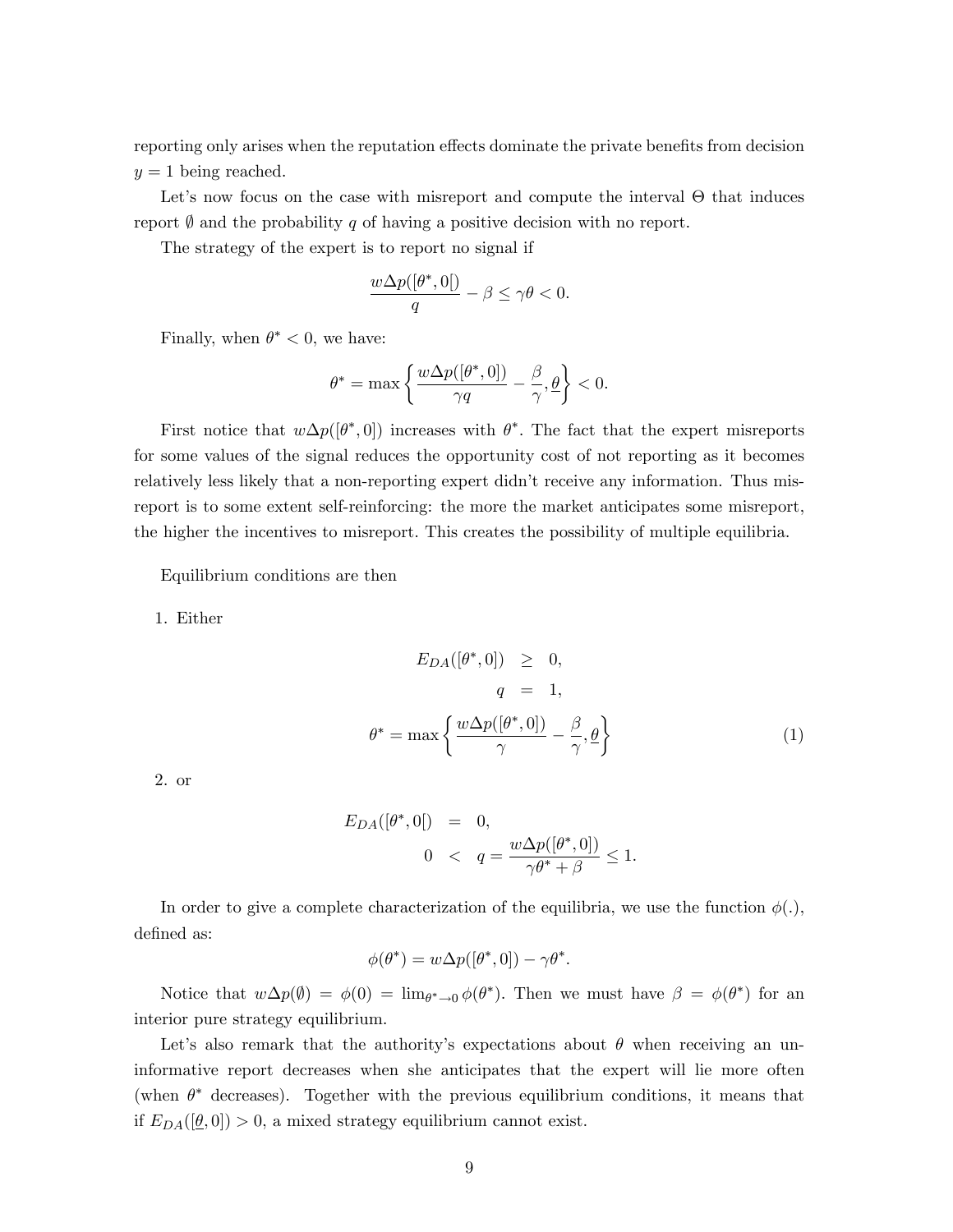reporting only arises when the reputation effects dominate the private benefits from decision $y = 1$ being reached.

Let's now focus on the case with misreport and compute the interval $\Theta$ that induces report $\emptyset$ and the probability $q$ of having a positive decision with no report.

The strategy of the expert is to report no signal if

$$\frac{w\Delta p([\theta^*, 0[)}{q} - \beta \leq \gamma\theta < 0.$$

Finally, when $\theta^* < 0$, we have:

$$\theta^* = \max\left\{\frac{w\Delta p([\theta^*, 0])}{\gamma q} - \frac{\beta}{\gamma}, \underline{\theta}\right\} < 0.$$

First notice that $w\Delta p([\theta^*, 0])$ increases with $\theta^*$. The fact that the expert misreports for some values of the signal reduces the opportunity cost of not reporting as it becomes relatively less likely that a non-reporting expert didn't receive any information. Thus misreport is to some extent self-reinforcing: the more the market anticipates some misreport, the higher the incentives to misreport. This creates the possibility of multiple equilibria.

Equilibrium conditions are then

1. Either

$$\begin{aligned} E_{DA}([\theta^*, 0]) &\geq 0, \\ q &= 1, \\ \theta^* = \max&\left\{\frac{w\Delta p([\theta^*, 0])}{\gamma} - \frac{\beta}{\gamma}, \underline{\theta}\right\} \end{aligned} \tag{1}$$

2. or

$$\begin{aligned} E_{DA}([\theta^*, 0[) &= 0, \\ 0 &< q = \frac{w\Delta p([\theta^*, 0])}{\gamma\theta^* + \beta} \leq 1. \end{aligned}$$

In order to give a complete characterization of the equilibria, we use the function $\phi(.)$, defined as:

$$\phi(\theta^*) = w\Delta p([\theta^*, 0]) - \gamma\theta^*.$$

Notice that $w\Delta p(\emptyset) = \phi(0) = \lim_{\theta^* \to 0} \phi(\theta^*)$. Then we must have $\beta = \phi(\theta^*)$ for an interior pure strategy equilibrium.

Let's also remark that the authority's expectations about $\theta$ when receiving an uninformative report decreases when she anticipates that the expert will lie more often (when $\theta^*$ decreases). Together with the previous equilibrium conditions, it means that if $E_{DA}([\underline{\theta}, 0]) > 0$, a mixed strategy equilibrium cannot exist.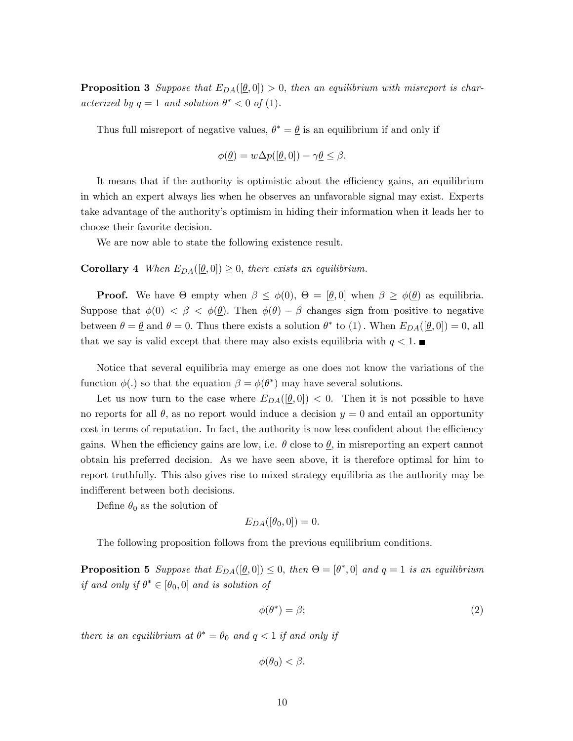**Proposition 3** *Suppose that $E_{DA}([\underline{\theta}, 0]) > 0$, then an equilibrium with misreport is characterized by $q = 1$ and solution $\theta^* < 0$ of* (1).

Thus full misreport of negative values, $\theta^* = \underline{\theta}$ is an equilibrium if and only if

$$\phi(\underline{\theta}) = w\Delta p([\underline{\theta}, 0]) - \gamma\underline{\theta} \leq \beta.$$

It means that if the authority is optimistic about the efficiency gains, an equilibrium in which an expert always lies when he observes an unfavorable signal may exist. Experts take advantage of the authority's optimism in hiding their information when it leads her to choose their favorite decision.

We are now able to state the following existence result.

**Corollary 4** *When $E_{DA}([\underline{\theta}, 0]) \geq 0$, there exists an equilibrium.*

**Proof.** We have $\Theta$ empty when $\beta \leq \phi(0)$, $\Theta = [\underline{\theta}, 0]$ when $\beta \geq \phi(\underline{\theta})$ as equilibria. Suppose that $\phi(0) < \beta < \phi(\underline{\theta})$. Then $\phi(\theta) - \beta$ changes sign from positive to negative between $\theta = \underline{\theta}$ and $\theta = 0$. Thus there exists a solution $\theta^*$ to (1). When $E_{DA}([\underline{\theta}, 0]) = 0$, all that we say is valid except that there may also exists equilibria with $q < 1$. ■

Notice that several equilibria may emerge as one does not know the variations of the function $\phi(.)$ so that the equation $\beta = \phi(\theta^*)$ may have several solutions.

Let us now turn to the case where $E_{DA}([\underline{\theta}, 0]) < 0$. Then it is not possible to have no reports for all $\theta$, as no report would induce a decision $y = 0$ and entail an opportunity cost in terms of reputation. In fact, the authority is now less confident about the efficiency gains. When the efficiency gains are low, i.e. $\theta$ close to $\underline{\theta}$, in misreporting an expert cannot obtain his preferred decision. As we have seen above, it is therefore optimal for him to report truthfully. This also gives rise to mixed strategy equilibria as the authority may be indifferent between both decisions.

Define $\theta_0$ as the solution of

$$E_{DA}([\theta_0, 0]) = 0.$$

The following proposition follows from the previous equilibrium conditions.

**Proposition 5** *Suppose that $E_{DA}([\underline{\theta}, 0]) \leq 0$, then $\Theta = [\theta^*, 0]$ and $q = 1$ is an equilibrium if and only if $\theta^* \in [\theta_0, 0]$ and is solution of*

$$\phi(\theta^*) = \beta; \tag{2}$$

*there is an equilibrium at $\theta^* = \theta_0$ and $q < 1$ if and only if*

$$\phi(\theta_0) < \beta.$$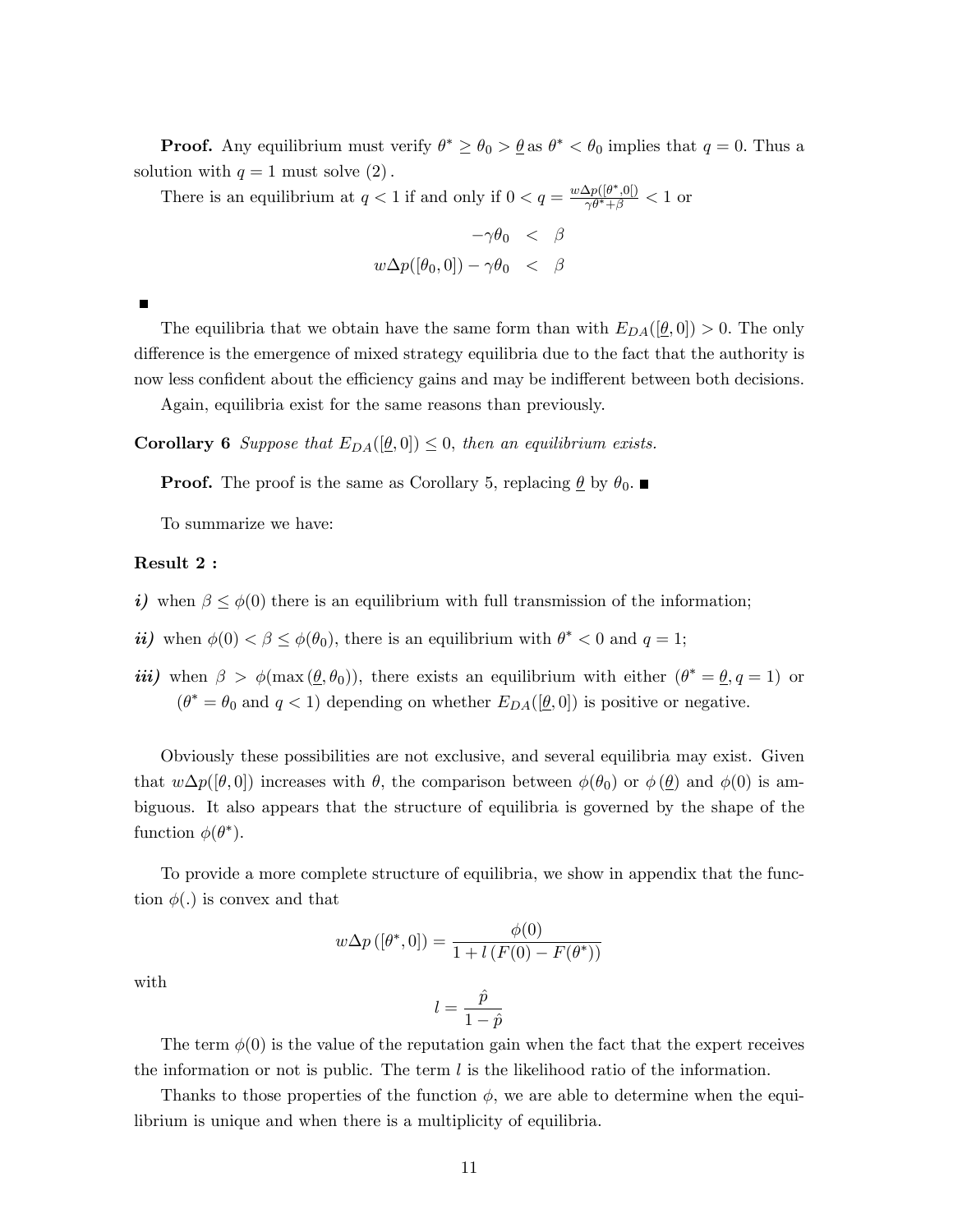**Proof.** Any equilibrium must verify $\theta^* \geq \theta_0 > \underline{\theta}$ as $\theta^* < \theta_0$ implies that $q = 0$. Thus a solution with $q = 1$ must solve $(2)$.

There is an equilibrium at $q < 1$ if and only if $0 < q = \frac{w\Delta p([\theta^*,0[)}{\gamma\theta^*+\beta} < 1$ or

$$
\begin{aligned}
-\gamma\theta_0 &< \beta \\
w\Delta p([\theta_0, 0]) - \gamma\theta_0 &< \beta
\end{aligned}
$$

■

The equilibria that we obtain have the same form than with $E_{DA}([\underline{\theta}, 0]) > 0$. The only difference is the emergence of mixed strategy equilibria due to the fact that the authority is now less confident about the efficiency gains and may be indifferent between both decisions.

Again, equilibria exist for the same reasons than previously.

**Corollary 6** *Suppose that $E_{DA}([\underline{\theta}, 0]) \leq 0$, then an equilibrium exists.*

**Proof.** The proof is the same as Corollary 5, replacing $\underline{\theta}$ by $\theta_0$. ■

To summarize we have:

**Result 2 :**

***i)*** when $\beta \leq \phi(0)$ there is an equilibrium with full transmission of the information;

***ii)*** when $\phi(0) < \beta \leq \phi(\theta_0)$, there is an equilibrium with $\theta^* < 0$ and $q = 1$;

***iii)*** when $\beta > \phi(\max(\underline{\theta}, \theta_0))$, there exists an equilibrium with either $(\theta^* = \underline{\theta}, q = 1)$ or $(\theta^* = \theta_0$ and $q < 1)$ depending on whether $E_{DA}([\underline{\theta}, 0])$ is positive or negative.

Obviously these possibilities are not exclusive, and several equilibria may exist. Given that $w\Delta p([\theta, 0])$ increases with $\theta$, the comparison between $\phi(\theta_0)$ or $\phi(\underline{\theta})$ and $\phi(0)$ is ambiguous. It also appears that the structure of equilibria is governed by the shape of the function $\phi(\theta^*)$.

To provide a more complete structure of equilibria, we show in appendix that the function $\phi(.)$ is convex and that

$$
w\Delta p([\theta^*, 0]) = \frac{\phi(0)}{1 + l(F(0) - F(\theta^*))}
$$

with

$$
l = \frac{\hat{p}}{1 - \hat{p}}
$$

The term $\phi(0)$ is the value of the reputation gain when the fact that the expert receives the information or not is public. The term $l$ is the likelihood ratio of the information.

Thanks to those properties of the function $\phi$, we are able to determine when the equilibrium is unique and when there is a multiplicity of equilibria.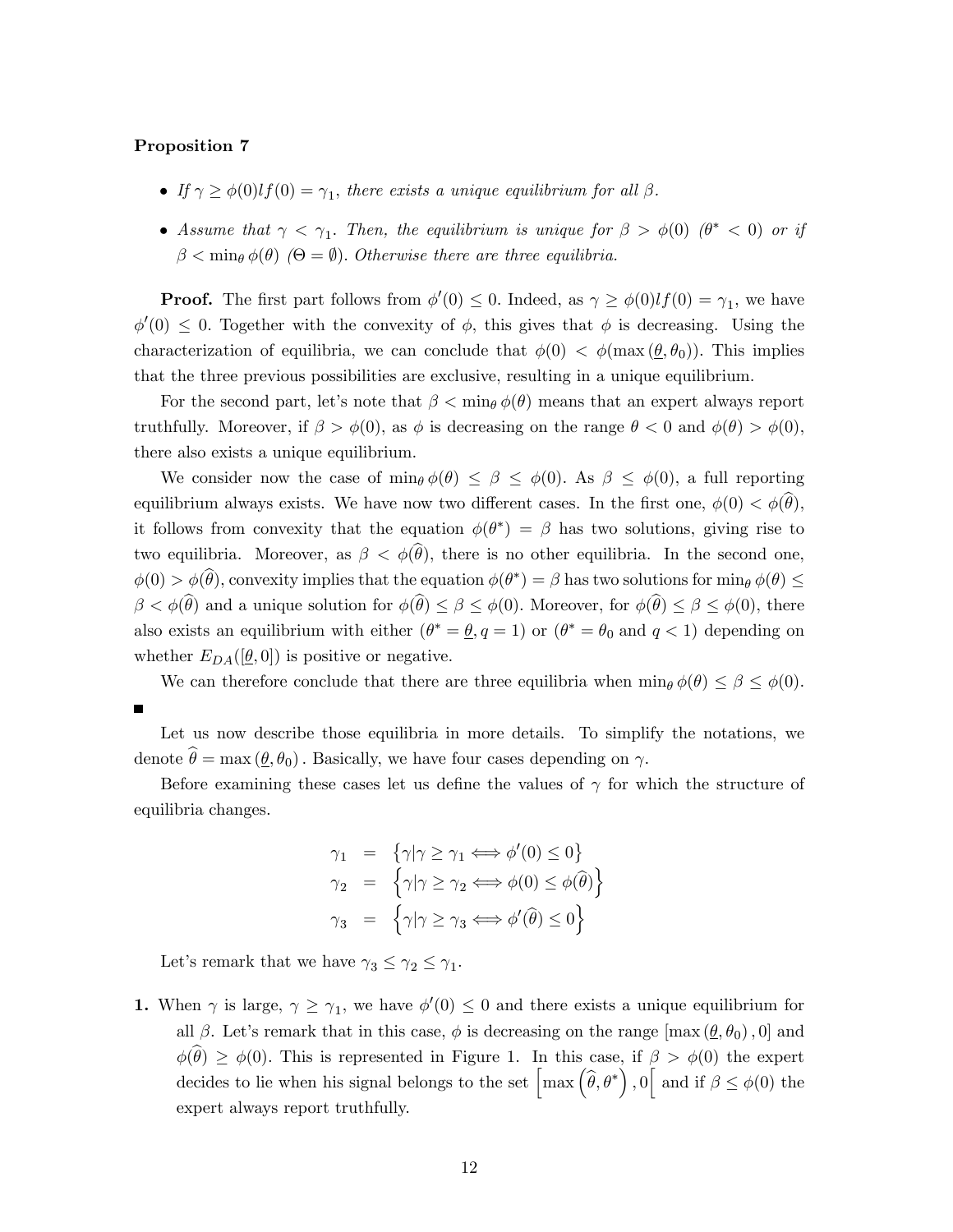**Proposition 7**

- *If $\gamma \geq \phi(0) l f(0) = \gamma_1$, there exists a unique equilibrium for all $\beta$.*
- *Assume that $\gamma < \gamma_1$. Then, the equilibrium is unique for $\beta > \phi(0)$ ($\theta^* < 0$) or if $\beta < \min_\theta \phi(\theta)$ ($\Theta = \emptyset$). Otherwise there are three equilibria.*

**Proof.** The first part follows from $\phi'(0) \leq 0$. Indeed, as $\gamma \geq \phi(0) l f(0) = \gamma_1$, we have $\phi'(0) \leq 0$. Together with the convexity of $\phi$, this gives that $\phi$ is decreasing. Using the characterization of equilibria, we can conclude that $\phi(0) < \phi(\max(\underline{\theta}, \theta_0))$. This implies that the three previous possibilities are exclusive, resulting in a unique equilibrium.

For the second part, let's note that $\beta < \min_\theta \phi(\theta)$ means that an expert always report truthfully. Moreover, if $\beta > \phi(0)$, as $\phi$ is decreasing on the range $\theta < 0$ and $\phi(\theta) > \phi(0)$, there also exists a unique equilibrium.

We consider now the case of $\min_\theta \phi(\theta) \leq \beta \leq \phi(0)$. As $\beta \leq \phi(0)$, a full reporting equilibrium always exists. We have now two different cases. In the first one, $\phi(0) < \phi(\widehat{\theta})$, it follows from convexity that the equation $\phi(\theta^*) = \beta$ has two solutions, giving rise to two equilibria. Moreover, as $\beta < \phi(\widehat{\theta})$, there is no other equilibria. In the second one, $\phi(0) > \phi(\widehat{\theta})$, convexity implies that the equation $\phi(\theta^*) = \beta$ has two solutions for $\min_\theta \phi(\theta) \leq \beta < \phi(\widehat{\theta})$ and a unique solution for $\phi(\widehat{\theta}) \leq \beta \leq \phi(0)$. Moreover, for $\phi(\widehat{\theta}) \leq \beta \leq \phi(0)$, there also exists an equilibrium with either ($\theta^* = \underline{\theta}, q = 1$) or ($\theta^* = \theta_0$ and $q < 1$) depending on whether $E_{DA}([\underline{\theta}, 0])$ is positive or negative.

We can therefore conclude that there are three equilibria when $\min_\theta \phi(\theta) \leq \beta \leq \phi(0)$. ∎

Let us now describe those equilibria in more details. To simplify the notations, we denote $\widehat{\theta} = \max(\underline{\theta}, \theta_0)$. Basically, we have four cases depending on $\gamma$.

Before examining these cases let us define the values of $\gamma$ for which the structure of equilibria changes.

$$
\begin{aligned}
\gamma_1 &= \left\{\gamma | \gamma \geq \gamma_1 \Longleftrightarrow \phi'(0) \leq 0\right\} \\
\gamma_2 &= \left\{\gamma | \gamma \geq \gamma_2 \Longleftrightarrow \phi(0) \leq \phi(\widehat{\theta})\right\} \\
\gamma_3 &= \left\{\gamma | \gamma \geq \gamma_3 \Longleftrightarrow \phi'(\widehat{\theta}) \leq 0\right\}
\end{aligned}
$$

Let's remark that we have $\gamma_3 \leq \gamma_2 \leq \gamma_1$.

**1.** When $\gamma$ is large, $\gamma \geq \gamma_1$, we have $\phi'(0) \leq 0$ and there exists a unique equilibrium for all $\beta$. Let's remark that in this case, $\phi$ is decreasing on the range $[\max(\underline{\theta}, \theta_0), 0]$ and $\phi(\widehat{\theta}) \geq \phi(0)$. This is represented in Figure 1. In this case, if $\beta > \phi(0)$ the expert decides to lie when his signal belongs to the set $\left[\max\left(\widehat{\theta}, \theta^*\right), 0\right[$ and if $\beta \leq \phi(0)$ the expert always report truthfully.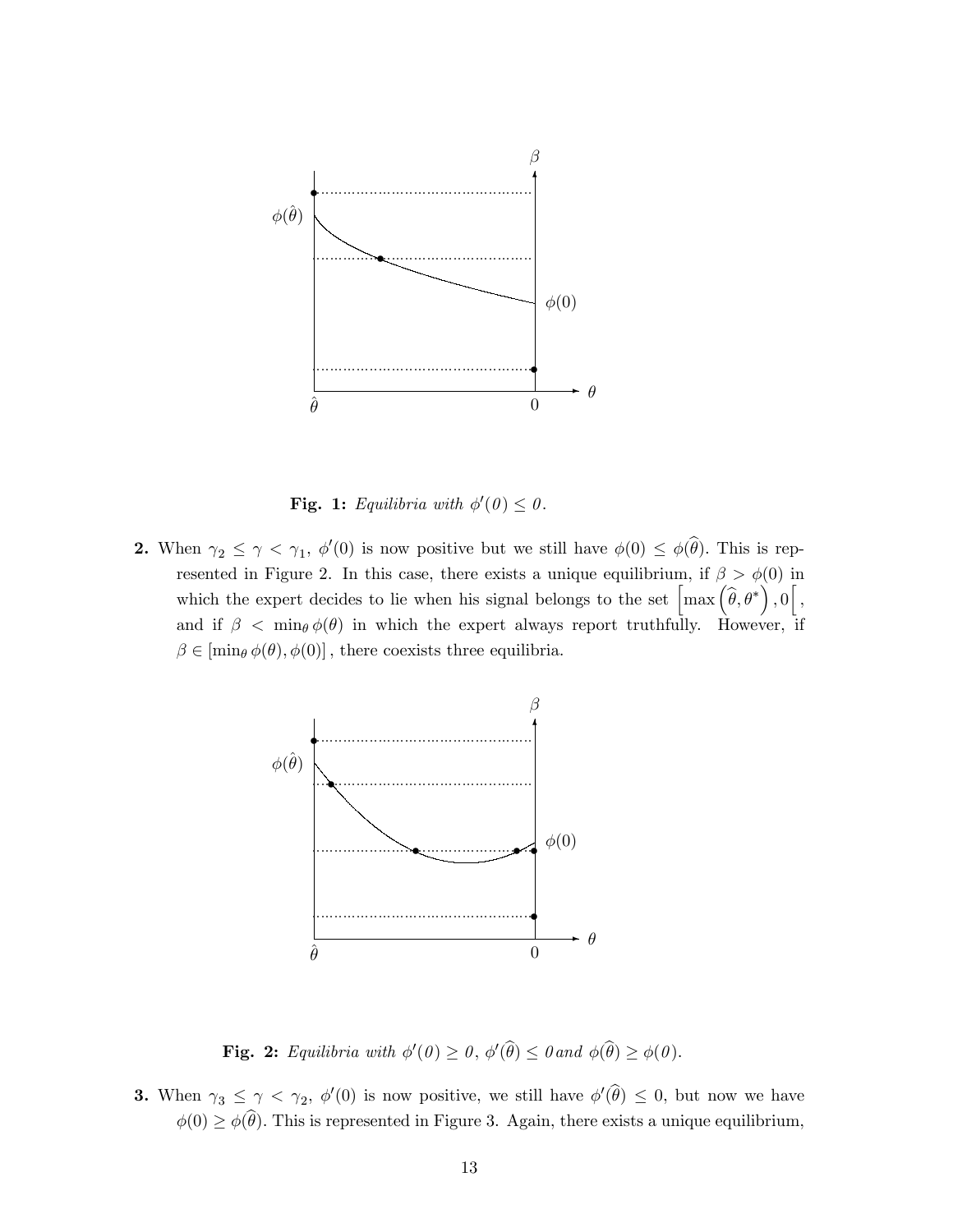**Fig. 1:** *Equilibria with $\phi'(0) \leq 0$.*

**2.** When $\gamma_2 \leq \gamma < \gamma_1$, $\phi'(0)$ is now positive but we still have $\phi(0) \leq \phi(\widehat{\theta})$. This is represented in Figure 2. In this case, there exists a unique equilibrium, if $\beta > \phi(0)$ in which the expert decides to lie when his signal belongs to the set $\left[\max\left(\widehat{\theta}, \theta^*\right), 0\right[$, and if $\beta < \min_\theta \phi(\theta)$ in which the expert always report truthfully. However, if $\beta \in [\min_\theta \phi(\theta), \phi(0)]$, there coexists three equilibria.

**Fig. 2:** *Equilibria with $\phi'(0) \geq 0$, $\phi'(\widehat{\theta}) \leq 0$ and $\phi(\widehat{\theta}) \geq \phi(0)$.*

**3.** When $\gamma_3 \leq \gamma < \gamma_2$, $\phi'(0)$ is now positive, we still have $\phi'(\widehat{\theta}) \leq 0$, but now we have $\phi(0) \geq \phi(\widehat{\theta})$. This is represented in Figure 3. Again, there exists a unique equilibrium,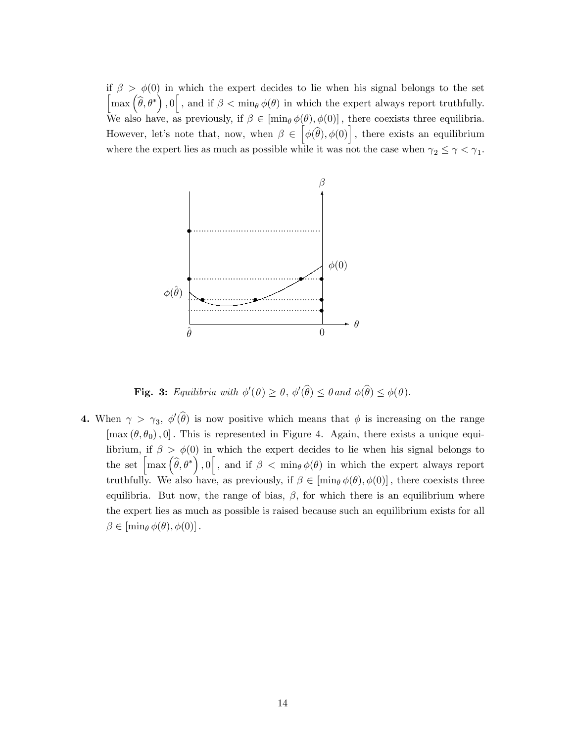if $\beta > \phi(0)$ in which the expert decides to lie when his signal belongs to the set $\left[\max\left(\widehat{\theta}, \theta^*\right), 0\right[$, and if $\beta < \min_\theta \phi(\theta)$ in which the expert always report truthfully. We also have, as previously, if $\beta \in [\min_\theta \phi(\theta), \phi(0)]$, there coexists three equilibria. However, let's note that, now, when $\beta \in \left[\phi(\widehat{\theta}), \phi(0)\right]$, there exists an equilibrium where the expert lies as much as possible while it was not the case when $\gamma_2 \leq \gamma < \gamma_1$.

**Fig. 3:** *Equilibria with $\phi'(0) \geq 0$, $\phi'(\widehat{\theta}) \leq 0$ and $\phi(\widehat{\theta}) \leq \phi(0)$.*

**4.** When $\gamma > \gamma_3$, $\phi'(\widehat{\theta})$ is now positive which means that $\phi$ is increasing on the range $[\max(\underline{\theta}, \theta_0), 0]$. This is represented in Figure 4. Again, there exists a unique equilibrium, if $\beta > \phi(0)$ in which the expert decides to lie when his signal belongs to the set $\left[\max\left(\widehat{\theta}, \theta^*\right), 0\right[$, and if $\beta < \min_\theta \phi(\theta)$ in which the expert always report truthfully. We also have, as previously, if $\beta \in [\min_\theta \phi(\theta), \phi(0)]$, there coexists three equilibria. But now, the range of bias, $\beta$, for which there is an equilibrium where the expert lies as much as possible is raised because such an equilibrium exists for all $\beta \in [\min_\theta \phi(\theta), \phi(0)]$.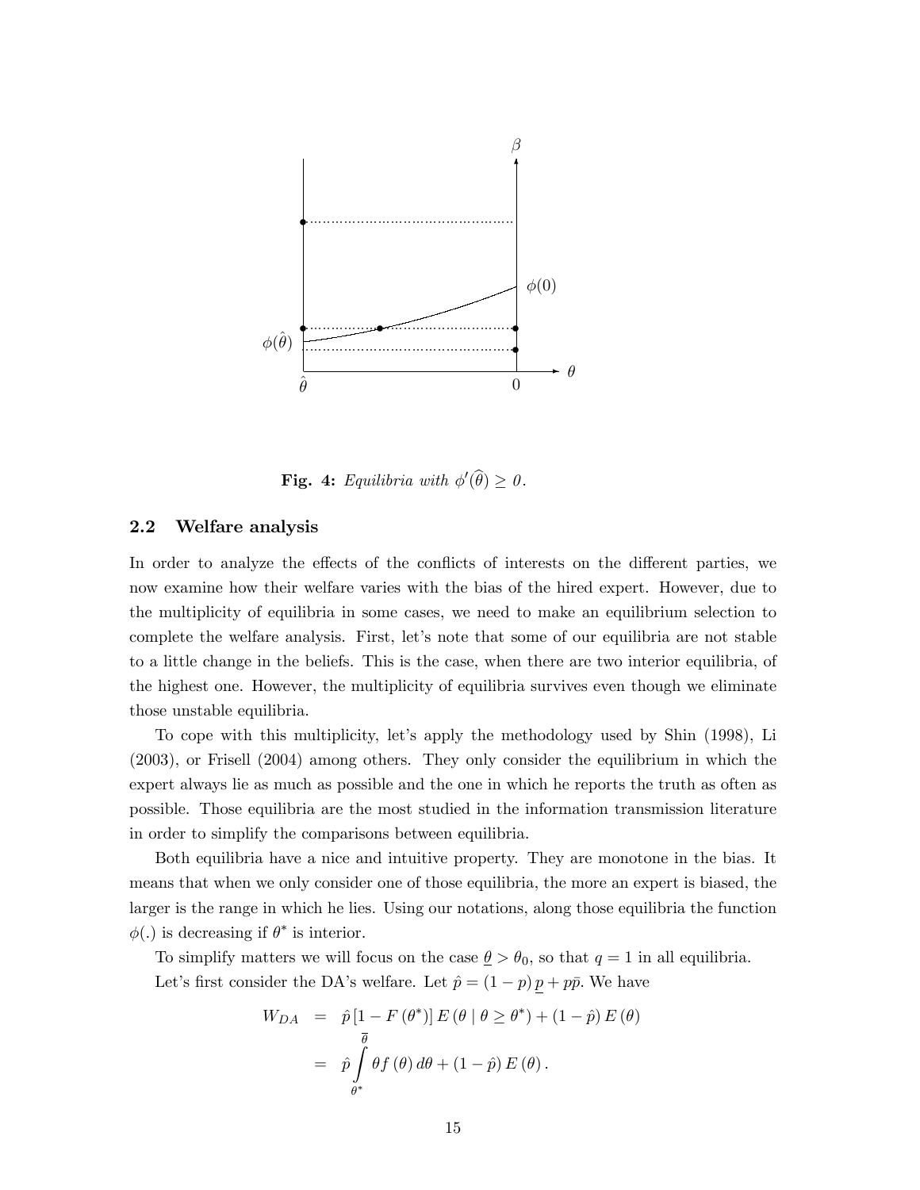**Fig. 4:** *Equilibria with $\phi'(\widehat{\theta}) \geq 0$.*

## 2.2 Welfare analysis

In order to analyze the effects of the conflicts of interests on the different parties, we now examine how their welfare varies with the bias of the hired expert. However, due to the multiplicity of equilibria in some cases, we need to make an equilibrium selection to complete the welfare analysis. First, let's note that some of our equilibria are not stable to a little change in the beliefs. This is the case, when there are two interior equilibria, of the highest one. However, the multiplicity of equilibria survives even though we eliminate those unstable equilibria.

To cope with this multiplicity, let's apply the methodology used by Shin (1998), Li (2003), or Frisell (2004) among others. They only consider the equilibrium in which the expert always lie as much as possible and the one in which he reports the truth as often as possible. Those equilibria are the most studied in the information transmission literature in order to simplify the comparisons between equilibria.

Both equilibria have a nice and intuitive property. They are monotone in the bias. It means that when we only consider one of those equilibria, the more an expert is biased, the larger is the range in which he lies. Using our notations, along those equilibria the function $\phi(.)$ is decreasing if $\theta^*$ is interior.

To simplify matters we will focus on the case $\underline{\theta} > \theta_0$, so that $q = 1$ in all equilibria.

Let's first consider the DA's welfare. Let $\hat{p} = (1-p)\,\underline{p} + p\bar{p}$. We have

$$
\begin{aligned}
W_{DA} &= \hat{p}\left[1 - F\left(\theta^*\right)\right] E\left(\theta \mid \theta \geq \theta^*\right) + \left(1 - \hat{p}\right) E\left(\theta\right) \\
&= \hat{p} \int_{\theta^*}^{\overline{\theta}} \theta f\left(\theta\right) d\theta + \left(1 - \hat{p}\right) E\left(\theta\right).
\end{aligned}
$$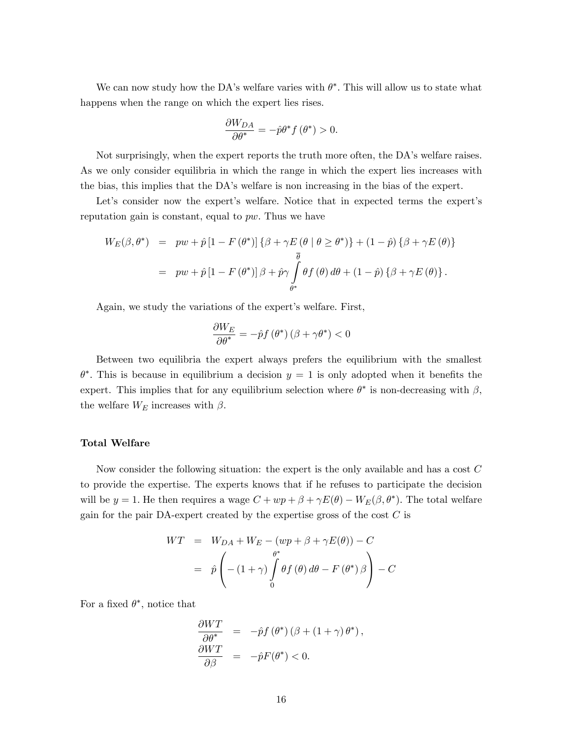We can now study how the DA's welfare varies with $\theta^*$. This will allow us to state what happens when the range on which the expert lies rises.

$$\frac{\partial W_{DA}}{\partial \theta^*} = -\hat{p}\theta^* f(\theta^*) > 0.$$

Not surprisingly, when the expert reports the truth more often, the DA's welfare raises. As we only consider equilibria in which the range in which the expert lies increases with the bias, this implies that the DA's welfare is non increasing in the bias of the expert.

Let's consider now the expert's welfare. Notice that in expected terms the expert's reputation gain is constant, equal to $pw$. Thus we have

$$\begin{aligned}
W_E(\beta, \theta^*) &= pw + \hat{p}\left[1 - F(\theta^*)\right]\{\beta + \gamma E(\theta \mid \theta \geq \theta^*)\} + (1 - \hat{p})\{\beta + \gamma E(\theta)\} \\
&= pw + \hat{p}\left[1 - F(\theta^*)\right]\beta + \hat{p}\gamma \int_{\theta^*}^{\overline{\theta}} \theta f(\theta)\, d\theta + (1 - \hat{p})\{\beta + \gamma E(\theta)\}.
\end{aligned}$$

Again, we study the variations of the expert's welfare. First,

$$\frac{\partial W_E}{\partial \theta^*} = -\hat{p} f(\theta^*)(\beta + \gamma\theta^*) < 0$$

Between two equilibria the expert always prefers the equilibrium with the smallest $\theta^*$. This is because in equilibrium a decision $y = 1$ is only adopted when it benefits the expert. This implies that for any equilibrium selection where $\theta^*$ is non-decreasing with $\beta$, the welfare $W_E$ increases with $\beta$.

**Total Welfare**

Now consider the following situation: the expert is the only available and has a cost $C$ to provide the expertise. The experts knows that if he refuses to participate the decision will be $y = 1$. He then requires a wage $C + wp + \beta + \gamma E(\theta) - W_E(\beta, \theta^*)$. The total welfare gain for the pair DA-expert created by the expertise gross of the cost $C$ is

$$\begin{aligned}
WT &= W_{DA} + W_E - (wp + \beta + \gamma E(\theta)) - C \\
&= \hat{p}\left(-(1 + \gamma)\int_0^{\theta^*} \theta f(\theta)\, d\theta - F(\theta^*)\beta\right) - C
\end{aligned}$$

For a fixed $\theta^*$, notice that

$$\begin{aligned}
\frac{\partial WT}{\partial \theta^*} &= -\hat{p} f(\theta^*)(\beta + (1 + \gamma)\theta^*), \\
\frac{\partial WT}{\partial \beta} &= -\hat{p} F(\theta^*) < 0.
\end{aligned}$$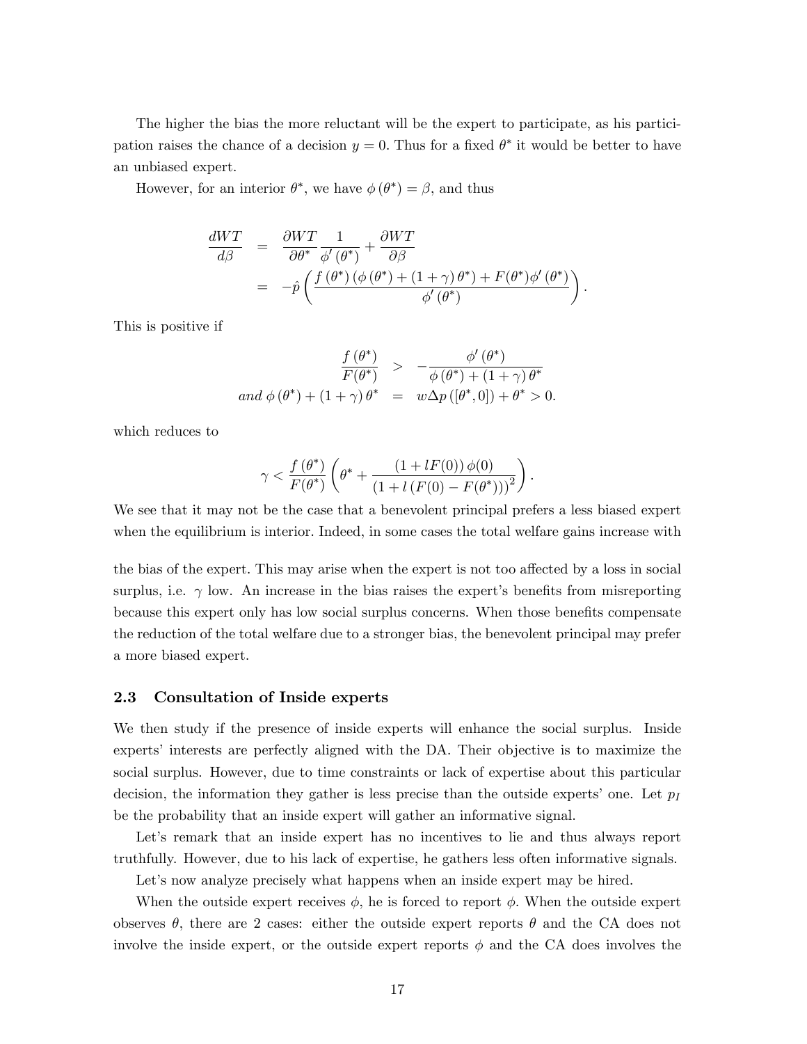The higher the bias the more reluctant will be the expert to participate, as his participation raises the chance of a decision $y = 0$. Thus for a fixed $\theta^*$ it would be better to have an unbiased expert.

However, for an interior $\theta^*$, we have $\phi(\theta^*) = \beta$, and thus

$$
\begin{aligned}
\frac{dWT}{d\beta} &= \frac{\partial WT}{\partial \theta^*} \frac{1}{\phi'(\theta^*)} + \frac{\partial WT}{\partial \beta} \\
&= -\hat{p} \left( \frac{f(\theta^*)(\phi(\theta^*) + (1+\gamma)\theta^*) + F(\theta^*)\phi'(\theta^*)}{\phi'(\theta^*)} \right).
\end{aligned}
$$

This is positive if

$$
\begin{aligned}
\frac{f(\theta^*)}{F(\theta^*)} &> -\frac{\phi'(\theta^*)}{\phi(\theta^*) + (1+\gamma)\theta^*} \\
and\ \phi(\theta^*) + (1+\gamma)\theta^* &= w\Delta p([\theta^*, 0]) + \theta^* > 0.
\end{aligned}
$$

which reduces to

$$
\gamma < \frac{f(\theta^*)}{F(\theta^*)} \left( \theta^* + \frac{(1 + lF(0))\phi(0)}{(1 + l(F(0) - F(\theta^*)))^2} \right).
$$

We see that it may not be the case that a benevolent principal prefers a less biased expert when the equilibrium is interior. Indeed, in some cases the total welfare gains increase with the bias of the expert. This may arise when the expert is not too affected by a loss in social surplus, i.e. $\gamma$ low. An increase in the bias raises the expert's benefits from misreporting because this expert only has low social surplus concerns. When those benefits compensate the reduction of the total welfare due to a stronger bias, the benevolent principal may prefer a more biased expert.

### 2.3 Consultation of Inside experts

We then study if the presence of inside experts will enhance the social surplus. Inside experts' interests are perfectly aligned with the DA. Their objective is to maximize the social surplus. However, due to time constraints or lack of expertise about this particular decision, the information they gather is less precise than the outside experts' one. Let $p_I$ be the probability that an inside expert will gather an informative signal.

Let's remark that an inside expert has no incentives to lie and thus always report truthfully. However, due to his lack of expertise, he gathers less often informative signals.

Let's now analyze precisely what happens when an inside expert may be hired.

When the outside expert receives $\phi$, he is forced to report $\phi$. When the outside expert observes $\theta$, there are 2 cases: either the outside expert reports $\theta$ and the CA does not involve the inside expert, or the outside expert reports $\phi$ and the CA does involves the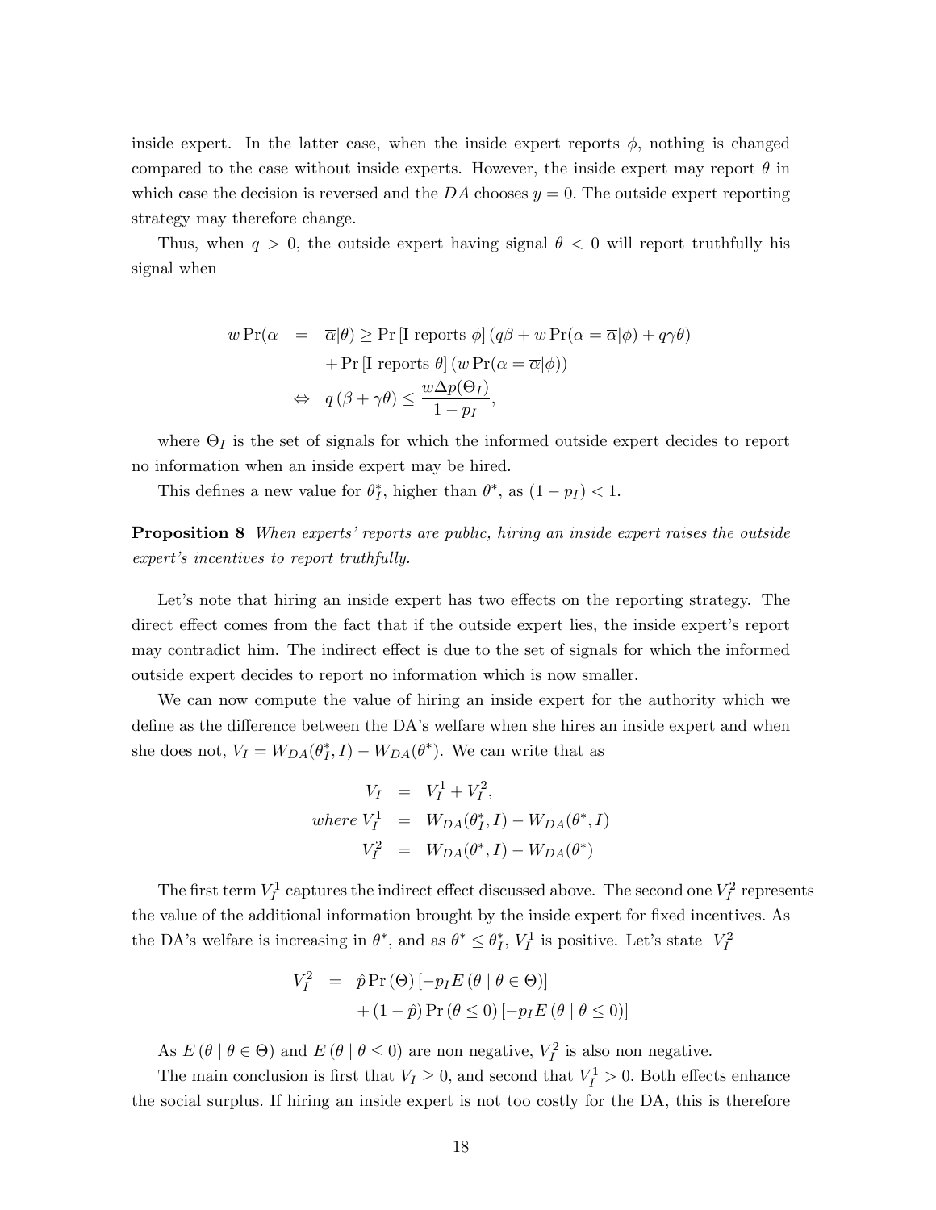inside expert. In the latter case, when the inside expert reports $\phi$, nothing is changed compared to the case without inside experts. However, the inside expert may report $\theta$ in which case the decision is reversed and the $DA$ chooses $y = 0$. The outside expert reporting strategy may therefore change.

Thus, when $q > 0$, the outside expert having signal $\theta < 0$ will report truthfully his signal when

$$
\begin{aligned}
w \Pr(\alpha &= \overline{\alpha}|\theta) \geq \Pr\left[\text{I reports } \phi\right] \left(q\beta + w \Pr(\alpha = \overline{\alpha}|\phi) + q\gamma\theta\right) \\
&\quad + \Pr\left[\text{I reports } \theta\right] \left(w \Pr(\alpha = \overline{\alpha}|\phi)\right) \\
&\Leftrightarrow \;\; q\left(\beta + \gamma\theta\right) \leq \frac{w\Delta p(\Theta_I)}{1 - p_I},
\end{aligned}
$$

where $\Theta_I$ is the set of signals for which the informed outside expert decides to report no information when an inside expert may be hired.

This defines a new value for $\theta_I^*$, higher than $\theta^*$, as $(1 - p_I) < 1$.

**Proposition 8** *When experts' reports are public, hiring an inside expert raises the outside expert's incentives to report truthfully.*

Let's note that hiring an inside expert has two effects on the reporting strategy. The direct effect comes from the fact that if the outside expert lies, the inside expert's report may contradict him. The indirect effect is due to the set of signals for which the informed outside expert decides to report no information which is now smaller.

We can now compute the value of hiring an inside expert for the authority which we define as the difference between the DA's welfare when she hires an inside expert and when she does not, $V_I = W_{DA}(\theta_I^*, I) - W_{DA}(\theta^*)$. We can write that as

$$
\begin{aligned}
V_I &= V_I^1 + V_I^2, \\
\textit{where } V_I^1 &= W_{DA}(\theta_I^*, I) - W_{DA}(\theta^*, I) \\
V_I^2 &= W_{DA}(\theta^*, I) - W_{DA}(\theta^*)
\end{aligned}
$$

The first term $V_I^1$ captures the indirect effect discussed above. The second one $V_I^2$ represents the value of the additional information brought by the inside expert for fixed incentives. As the DA's welfare is increasing in $\theta^*$, and as $\theta^* \leq \theta_I^*$, $V_I^1$ is positive. Let's state $V_I^2$

$$
\begin{aligned}
V_I^2 &= \hat{p} \Pr\left(\Theta\right) \left[-p_I E\left(\theta \mid \theta \in \Theta\right)\right] \\
&\quad + (1 - \hat{p}) \Pr\left(\theta \leq 0\right) \left[-p_I E\left(\theta \mid \theta \leq 0\right)\right]
\end{aligned}
$$

As $E\left(\theta \mid \theta \in \Theta\right)$ and $E\left(\theta \mid \theta \leq 0\right)$ are non negative, $V_I^2$ is also non negative.

The main conclusion is first that $V_I \geq 0$, and second that $V_I^1 > 0$. Both effects enhance the social surplus. If hiring an inside expert is not too costly for the DA, this is therefore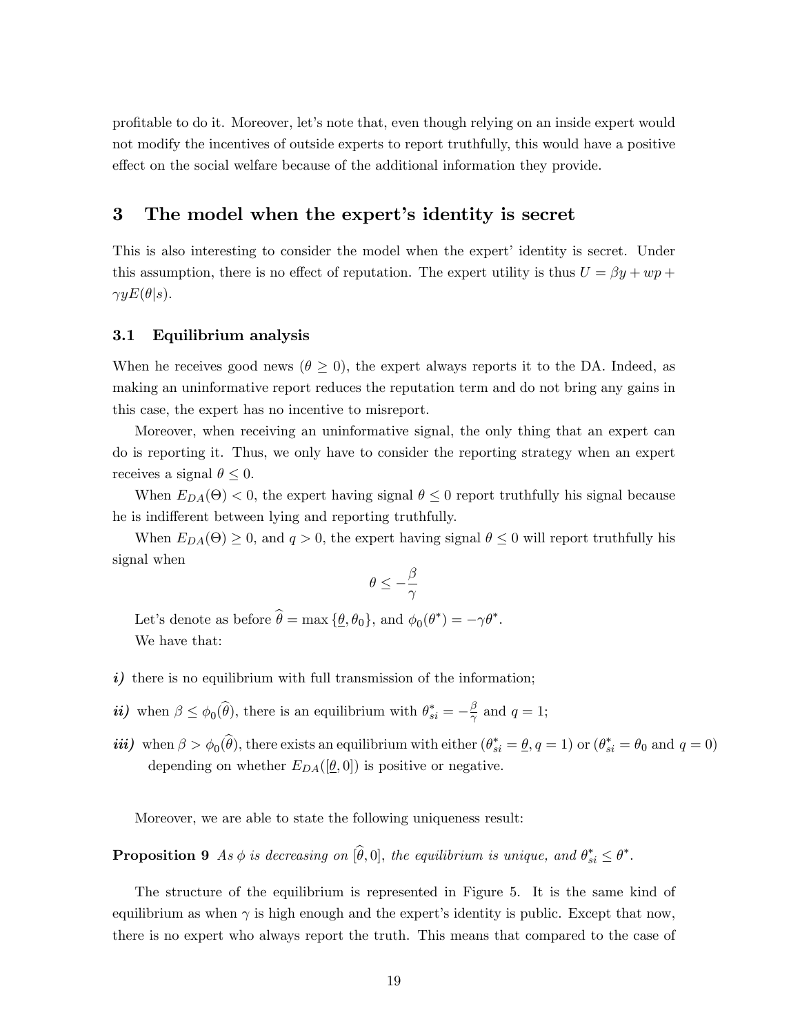profitable to do it. Moreover, let's note that, even though relying on an inside expert would not modify the incentives of outside experts to report truthfully, this would have a positive effect on the social welfare because of the additional information they provide.

# 3 The model when the expert's identity is secret

This is also interesting to consider the model when the expert' identity is secret. Under this assumption, there is no effect of reputation. The expert utility is thus $U = \beta y + wp + \gamma y E(\theta|s)$.

## 3.1 Equilibrium analysis

When he receives good news ($\theta \geq 0$), the expert always reports it to the DA. Indeed, as making an uninformative report reduces the reputation term and do not bring any gains in this case, the expert has no incentive to misreport.

Moreover, when receiving an uninformative signal, the only thing that an expert can do is reporting it. Thus, we only have to consider the reporting strategy when an expert receives a signal $\theta \leq 0$.

When $E_{DA}(\Theta) < 0$, the expert having signal $\theta \leq 0$ report truthfully his signal because he is indifferent between lying and reporting truthfully.

When $E_{DA}(\Theta) \geq 0$, and $q > 0$, the expert having signal $\theta \leq 0$ will report truthfully his signal when

$$\theta \leq -\frac{\beta}{\gamma}$$

Let's denote as before $\widehat{\theta} = \max\{\underline{\theta}, \theta_0\}$, and $\phi_0(\theta^*) = -\gamma\theta^*$.

We have that:

***i)*** there is no equilibrium with full transmission of the information;

***ii)*** when $\beta \leq \phi_0(\widehat{\theta})$, there is an equilibrium with $\theta^*_{si} = -\frac{\beta}{\gamma}$ and $q = 1$;

***iii)*** when $\beta > \phi_0(\widehat{\theta})$, there exists an equilibrium with either $(\theta^*_{si} = \underline{\theta}, q = 1)$ or $(\theta^*_{si} = \theta_0$ and $q = 0)$ depending on whether $E_{DA}([\underline{\theta}, 0])$ is positive or negative.

Moreover, we are able to state the following uniqueness result:

**Proposition 9** *As $\phi$ is decreasing on $[\widehat{\theta}, 0]$, the equilibrium is unique, and $\theta^*_{si} \leq \theta^*$.*

The structure of the equilibrium is represented in Figure 5. It is the same kind of equilibrium as when $\gamma$ is high enough and the expert's identity is public. Except that now, there is no expert who always report the truth. This means that compared to the case of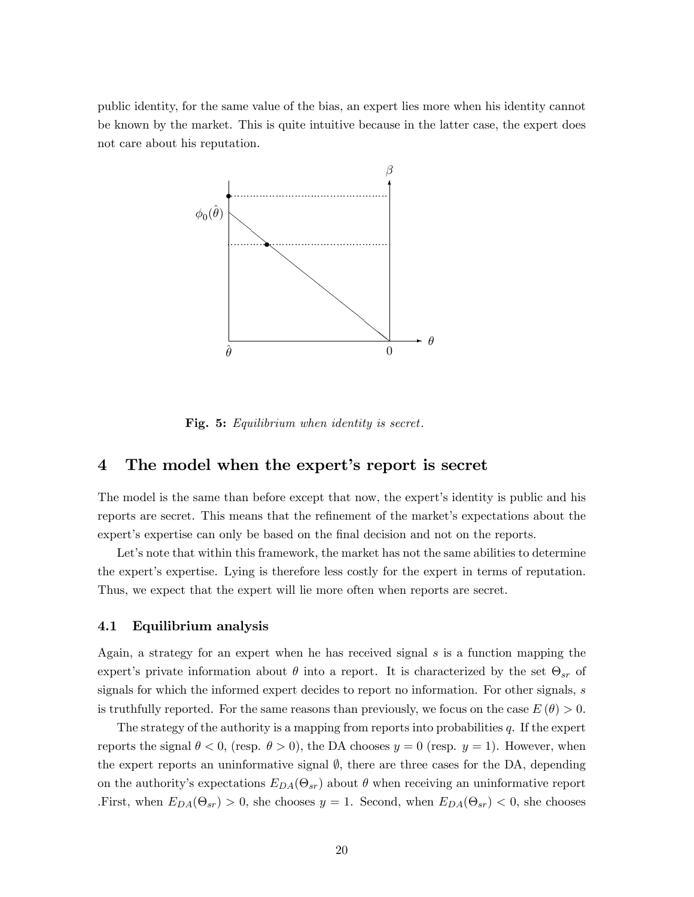public identity, for the same value of the bias, an expert lies more when his identity cannot be known by the market. This is quite intuitive because in the latter case, the expert does not care about his reputation.

**Fig. 5:** *Equilibrium when identity is secret.*

## 4 The model when the expert's report is secret

The model is the same than before except that now, the expert's identity is public and his reports are secret. This means that the refinement of the market's expectations about the expert's expertise can only be based on the final decision and not on the reports.

Let's note that within this framework, the market has not the same abilities to determine the expert's expertise. Lying is therefore less costly for the expert in terms of reputation. Thus, we expect that the expert will lie more often when reports are secret.

### 4.1 Equilibrium analysis

Again, a strategy for an expert when he has received signal $s$ is a function mapping the expert's private information about $\theta$ into a report. It is characterized by the set $\Theta_{sr}$ of signals for which the informed expert decides to report no information. For other signals, $s$ is truthfully reported. For the same reasons than previously, we focus on the case $E(\theta) > 0$.

The strategy of the authority is a mapping from reports into probabilities $q$. If the expert reports the signal $\theta < 0$, (resp. $\theta > 0$), the DA chooses $y = 0$ (resp. $y = 1$). However, when the expert reports an uninformative signal $\emptyset$, there are three cases for the DA, depending on the authority's expectations $E_{DA}(\Theta_{sr})$ about $\theta$ when receiving an uninformative report .First, when $E_{DA}(\Theta_{sr}) > 0$, she chooses $y = 1$. Second, when $E_{DA}(\Theta_{sr}) < 0$, she chooses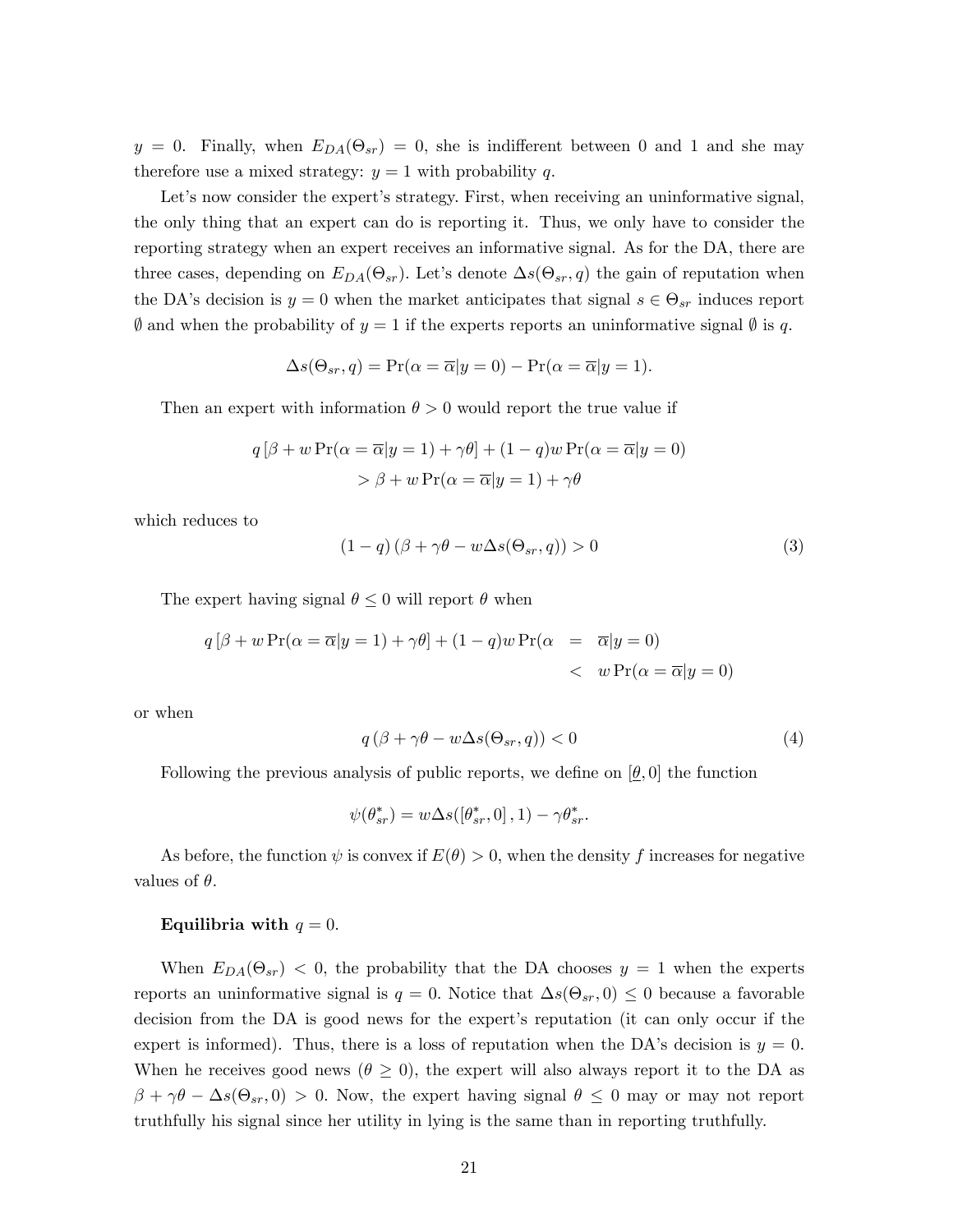$y = 0$. Finally, when $E_{DA}(\Theta_{sr}) = 0$, she is indifferent between 0 and 1 and she may therefore use a mixed strategy: $y = 1$ with probability $q$.

Let's now consider the expert's strategy. First, when receiving an uninformative signal, the only thing that an expert can do is reporting it. Thus, we only have to consider the reporting strategy when an expert receives an informative signal. As for the DA, there are three cases, depending on $E_{DA}(\Theta_{sr})$. Let's denote $\Delta s(\Theta_{sr}, q)$ the gain of reputation when the DA's decision is $y = 0$ when the market anticipates that signal $s \in \Theta_{sr}$ induces report $\emptyset$ and when the probability of $y = 1$ if the experts reports an uninformative signal $\emptyset$ is $q$.

$$\Delta s(\Theta_{sr}, q) = \Pr(\alpha = \overline{\alpha} | y = 0) - \Pr(\alpha = \overline{\alpha} | y = 1).$$

Then an expert with information $\theta > 0$ would report the true value if

$$\begin{aligned} q\left[\beta + w \Pr(\alpha = \overline{\alpha} | y = 1) + \gamma\theta\right] + (1 - q) w \Pr(\alpha = \overline{\alpha} | y = 0) \\ > \beta + w \Pr(\alpha = \overline{\alpha} | y = 1) + \gamma\theta \end{aligned}$$

which reduces to

$$(1 - q)\left(\beta + \gamma\theta - w\Delta s(\Theta_{sr}, q)\right) > 0 \tag{3}$$

The expert having signal $\theta \leq 0$ will report $\theta$ when

$$\begin{aligned} q\left[\beta + w \Pr(\alpha = \overline{\alpha} | y = 1) + \gamma\theta\right] + (1 - q) w \Pr(\alpha &= \overline{\alpha} | y = 0) \\ &< w \Pr(\alpha = \overline{\alpha} | y = 0) \end{aligned}$$

or when

$$q\left(\beta + \gamma\theta - w\Delta s(\Theta_{sr}, q)\right) < 0 \tag{4}$$

Following the previous analysis of public reports, we define on $[\underline{\theta}, 0]$ the function

$$\psi(\theta_{sr}^*) = w\Delta s([\theta_{sr}^*, 0], 1) - \gamma\theta_{sr}^*.$$

As before, the function $\psi$ is convex if $E(\theta) > 0$, when the density $f$ increases for negative values of $\theta$.

**Equilibria with** $q = 0$**.**

When $E_{DA}(\Theta_{sr}) < 0$, the probability that the DA chooses $y = 1$ when the experts reports an uninformative signal is $q = 0$. Notice that $\Delta s(\Theta_{sr}, 0) \leq 0$ because a favorable decision from the DA is good news for the expert's reputation (it can only occur if the expert is informed). Thus, there is a loss of reputation when the DA's decision is $y = 0$. When he receives good news ($\theta \geq 0$), the expert will also always report it to the DA as $\beta + \gamma\theta - \Delta s(\Theta_{sr}, 0) > 0$. Now, the expert having signal $\theta \leq 0$ may or may not report truthfully his signal since her utility in lying is the same than in reporting truthfully.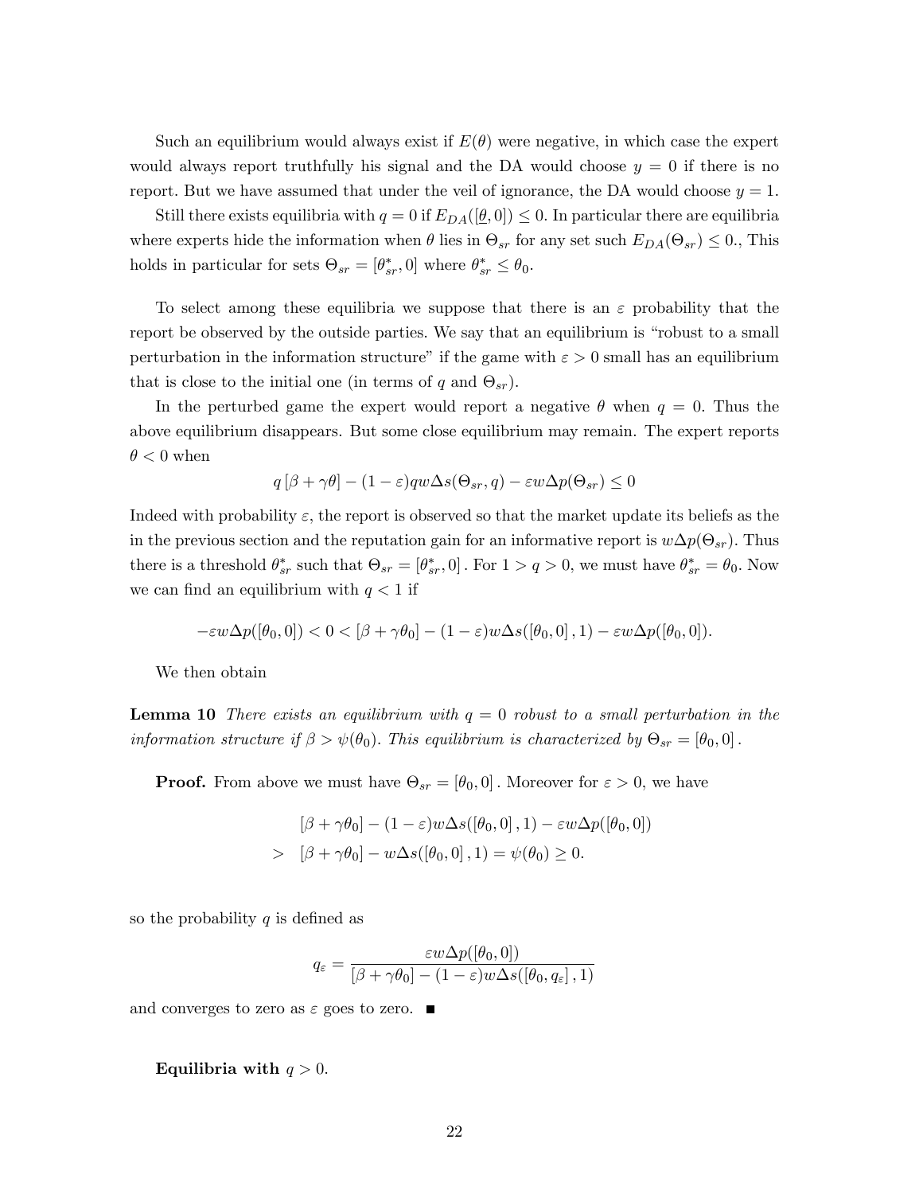Such an equilibrium would always exist if $E(\theta)$ were negative, in which case the expert would always report truthfully his signal and the DA would choose $y = 0$ if there is no report. But we have assumed that under the veil of ignorance, the DA would choose $y = 1$.

Still there exists equilibria with $q = 0$ if $E_{DA}([\underline{\theta}, 0]) \leq 0$. In particular there are equilibria where experts hide the information when $\theta$ lies in $\Theta_{sr}$ for any set such $E_{DA}(\Theta_{sr}) \leq 0.$, This holds in particular for sets $\Theta_{sr} = [\theta^*_{sr}, 0]$ where $\theta^*_{sr} \leq \theta_0$.

To select among these equilibria we suppose that there is an $\varepsilon$ probability that the report be observed by the outside parties. We say that an equilibrium is "robust to a small perturbation in the information structure" if the game with $\varepsilon > 0$ small has an equilibrium that is close to the initial one (in terms of $q$ and $\Theta_{sr}$).

In the perturbed game the expert would report a negative $\theta$ when $q = 0$. Thus the above equilibrium disappears. But some close equilibrium may remain. The expert reports $\theta < 0$ when

$$q\left[\beta + \gamma\theta\right] - (1-\varepsilon)qw\Delta s(\Theta_{sr}, q) - \varepsilon w\Delta p(\Theta_{sr}) \leq 0$$

Indeed with probability $\varepsilon$, the report is observed so that the market update its beliefs as the in the previous section and the reputation gain for an informative report is $w\Delta p(\Theta_{sr})$. Thus there is a threshold $\theta^*_{sr}$ such that $\Theta_{sr} = [\theta^*_{sr}, 0]$. For $1 > q > 0$, we must have $\theta^*_{sr} = \theta_0$. Now we can find an equilibrium with $q < 1$ if

$$-\varepsilon w\Delta p([\theta_0, 0]) < 0 < [\beta + \gamma\theta_0] - (1-\varepsilon)w\Delta s([\theta_0, 0], 1) - \varepsilon w\Delta p([\theta_0, 0]).$$

We then obtain

**Lemma 10** *There exists an equilibrium with $q = 0$ robust to a small perturbation in the information structure if $\beta > \psi(\theta_0)$. This equilibrium is characterized by $\Theta_{sr} = [\theta_0, 0]$.*

**Proof.** From above we must have $\Theta_{sr} = [\theta_0, 0]$. Moreover for $\varepsilon > 0$, we have

$$\begin{aligned}
& [\beta + \gamma\theta_0] - (1-\varepsilon)w\Delta s([\theta_0, 0], 1) - \varepsilon w\Delta p([\theta_0, 0]) \\
> \quad & [\beta + \gamma\theta_0] - w\Delta s([\theta_0, 0], 1) = \psi(\theta_0) \geq 0.
\end{aligned}$$

so the probability $q$ is defined as

$$q_\varepsilon = \frac{\varepsilon w\Delta p([\theta_0, 0])}{[\beta + \gamma\theta_0] - (1-\varepsilon)w\Delta s([\theta_0, q_\varepsilon], 1)}$$

and converges to zero as $\varepsilon$ goes to zero. ■

**Equilibria with $q > 0$.**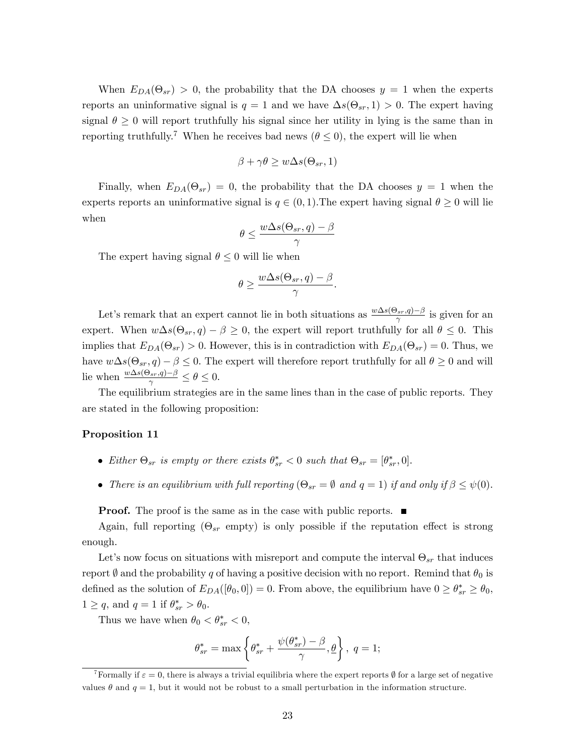When $E_{DA}(\Theta_{sr}) > 0$, the probability that the DA chooses $y = 1$ when the experts reports an uninformative signal is $q = 1$ and we have $\Delta s(\Theta_{sr}, 1) > 0$. The expert having signal $\theta \geq 0$ will report truthfully his signal since her utility in lying is the same than in reporting truthfully.[7] When he receives bad news ($\theta \leq 0$), the expert will lie when

$$\beta + \gamma\theta \geq w\Delta s(\Theta_{sr}, 1)$$

Finally, when $E_{DA}(\Theta_{sr}) = 0$, the probability that the DA chooses $y = 1$ when the experts reports an uninformative signal is $q \in (0, 1)$.The expert having signal $\theta \geq 0$ will lie when

$$\theta \leq \frac{w\Delta s(\Theta_{sr}, q) - \beta}{\gamma}$$

The expert having signal $\theta \leq 0$ will lie when

$$\theta \geq \frac{w\Delta s(\Theta_{sr}, q) - \beta}{\gamma}.$$

Let's remark that an expert cannot lie in both situations as $\frac{w\Delta s(\Theta_{sr},q)-\beta}{\gamma}$ is given for an expert. When $w\Delta s(\Theta_{sr}, q) - \beta \geq 0$, the expert will report truthfully for all $\theta \leq 0$. This implies that $E_{DA}(\Theta_{sr}) > 0$. However, this is in contradiction with $E_{DA}(\Theta_{sr}) = 0$. Thus, we have $w\Delta s(\Theta_{sr}, q) - \beta \leq 0$. The expert will therefore report truthfully for all $\theta \geq 0$ and will lie when $\frac{w\Delta s(\Theta_{sr},q)-\beta}{\gamma} \leq \theta \leq 0$.

The equilibrium strategies are in the same lines than in the case of public reports. They are stated in the following proposition:

**Proposition 11**

- *Either $\Theta_{sr}$ is empty or there exists $\theta^*_{sr} < 0$ such that $\Theta_{sr} = [\theta^*_{sr}, 0]$.*
- *There is an equilibrium with full reporting ($\Theta_{sr} = \emptyset$ and $q = 1$) if and only if $\beta \leq \psi(0)$.*

**Proof.** The proof is the same as in the case with public reports. ■

Again, full reporting ($\Theta_{sr}$ empty) is only possible if the reputation effect is strong enough.

Let's now focus on situations with misreport and compute the interval $\Theta_{sr}$ that induces report $\emptyset$ and the probability $q$ of having a positive decision with no report. Remind that $\theta_0$ is defined as the solution of $E_{DA}([\theta_0, 0]) = 0$. From above, the equilibrium have $0 \geq \theta^*_{sr} \geq \theta_0$, $1 \geq q$, and $q = 1$ if $\theta^*_{sr} > \theta_0$.

Thus we have when $\theta_0 < \theta^*_{sr} < 0$,

$$\theta^*_{sr} = \max\left\{\theta^*_{sr} + \frac{\psi(\theta^*_{sr}) - \beta}{\gamma}, \underline{\theta}\right\},\ q = 1;$$

[7] Formally if $\varepsilon = 0$, there is always a trivial equilibria where the expert reports $\emptyset$ for a large set of negative values $\theta$ and $q = 1$, but it would not be robust to a small perturbation in the information structure.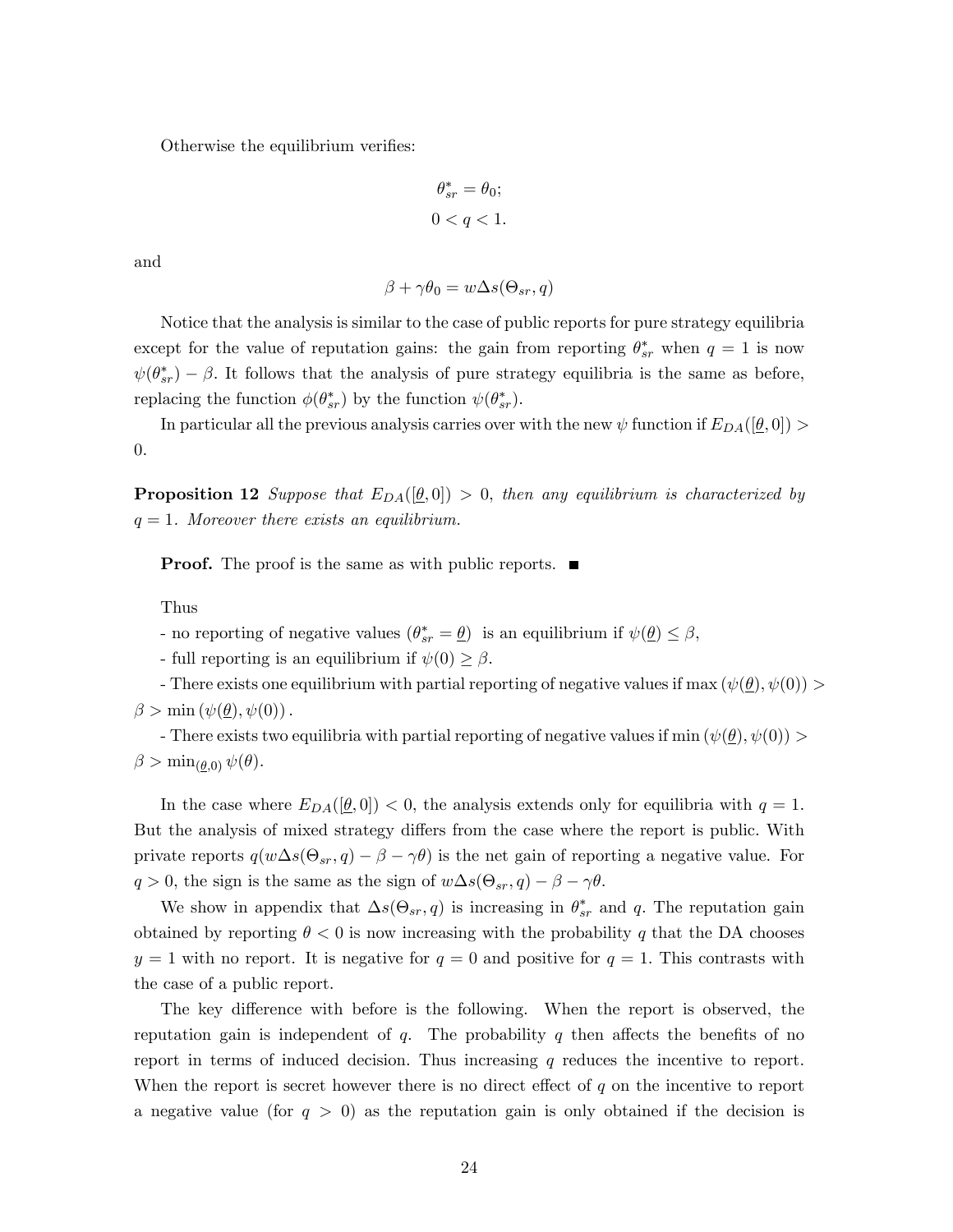Otherwise the equilibrium verifies:

$$\theta^*_{sr} = \theta_0;$$
$$0 < q < 1.$$

and

$$\beta + \gamma\theta_0 = w\Delta s(\Theta_{sr}, q)$$

Notice that the analysis is similar to the case of public reports for pure strategy equilibria except for the value of reputation gains: the gain from reporting $\theta^*_{sr}$ when $q = 1$ is now $\psi(\theta^*_{sr}) - \beta$. It follows that the analysis of pure strategy equilibria is the same as before, replacing the function $\phi(\theta^*_{sr})$ by the function $\psi(\theta^*_{sr})$.

In particular all the previous analysis carries over with the new $\psi$ function if $E_{DA}([\underline{\theta}, 0]) > 0$.

**Proposition 12** *Suppose that $E_{DA}([\underline{\theta}, 0]) > 0$, then any equilibrium is characterized by $q = 1$. Moreover there exists an equilibrium.*

**Proof.** The proof is the same as with public reports. ■

Thus

- no reporting of negative values ($\theta^*_{sr} = \underline{\theta}$) is an equilibrium if $\psi(\underline{\theta}) \leq \beta$,

- full reporting is an equilibrium if $\psi(0) \geq \beta$.

- There exists one equilibrium with partial reporting of negative values if $\max(\psi(\underline{\theta}), \psi(0)) > \beta > \min(\psi(\underline{\theta}), \psi(0))$.

- There exists two equilibria with partial reporting of negative values if $\min(\psi(\underline{\theta}), \psi(0)) > \beta > \min_{(\underline{\theta},0)} \psi(\theta)$.

In the case where $E_{DA}([\underline{\theta}, 0]) < 0$, the analysis extends only for equilibria with $q = 1$. But the analysis of mixed strategy differs from the case where the report is public. With private reports $q(w\Delta s(\Theta_{sr}, q) - \beta - \gamma\theta)$ is the net gain of reporting a negative value. For $q > 0$, the sign is the same as the sign of $w\Delta s(\Theta_{sr}, q) - \beta - \gamma\theta$.

We show in appendix that $\Delta s(\Theta_{sr}, q)$ is increasing in $\theta^*_{sr}$ and $q$. The reputation gain obtained by reporting $\theta < 0$ is now increasing with the probability $q$ that the DA chooses $y = 1$ with no report. It is negative for $q = 0$ and positive for $q = 1$. This contrasts with the case of a public report.

The key difference with before is the following. When the report is observed, the reputation gain is independent of $q$. The probability $q$ then affects the benefits of no report in terms of induced decision. Thus increasing $q$ reduces the incentive to report. When the report is secret however there is no direct effect of $q$ on the incentive to report a negative value (for $q > 0$) as the reputation gain is only obtained if the decision is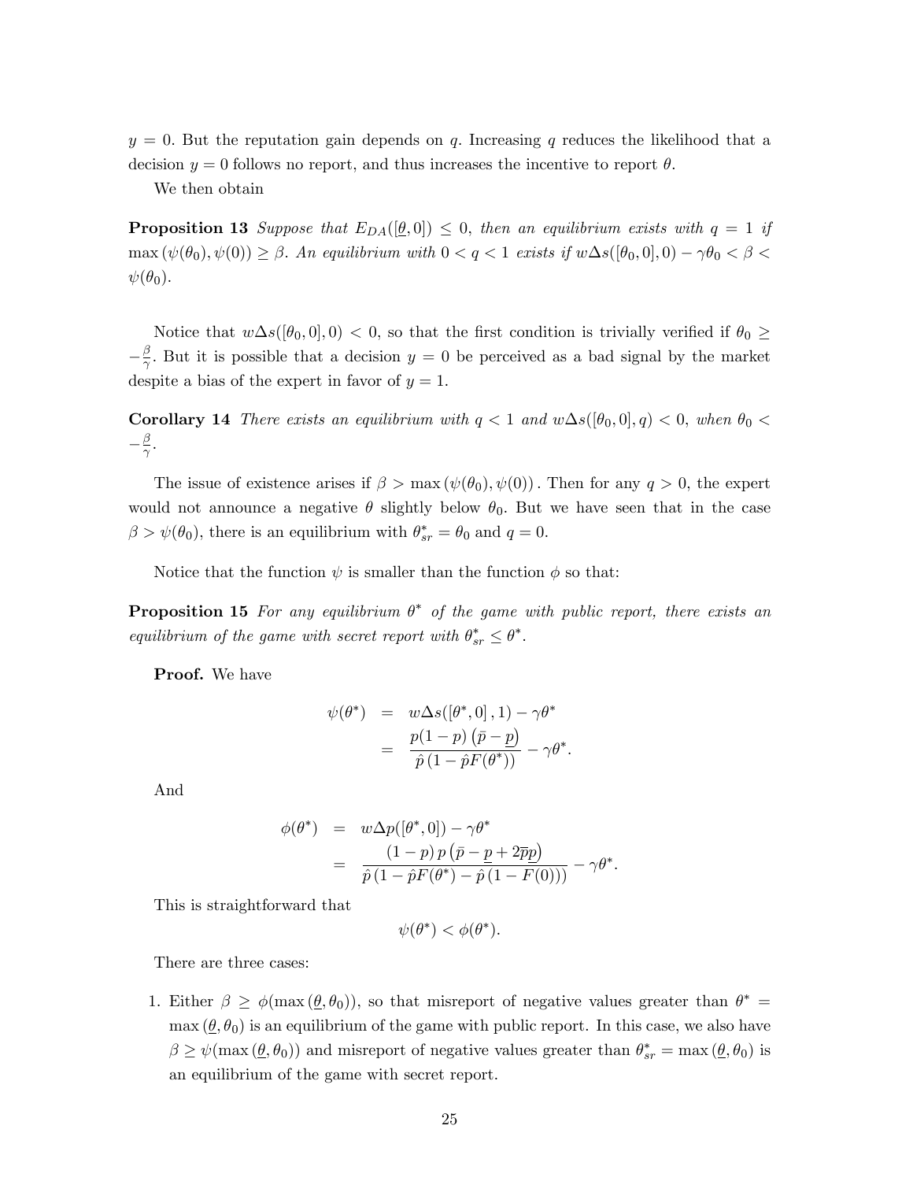$y = 0$. But the reputation gain depends on $q$. Increasing $q$ reduces the likelihood that a decision $y = 0$ follows no report, and thus increases the incentive to report $\theta$.

We then obtain

**Proposition 13** *Suppose that $E_{DA}([\underline{\theta}, 0]) \leq 0$, then an equilibrium exists with $q = 1$ if $\max(\psi(\theta_0), \psi(0)) \geq \beta$. An equilibrium with $0 < q < 1$ exists if $w\Delta s([\theta_0, 0], 0) - \gamma\theta_0 < \beta < \psi(\theta_0)$.*

Notice that $w\Delta s([\theta_0, 0], 0) < 0$, so that the first condition is trivially verified if $\theta_0 \geq -\frac{\beta}{\gamma}$. But it is possible that a decision $y = 0$ be perceived as a bad signal by the market despite a bias of the expert in favor of $y = 1$.

**Corollary 14** *There exists an equilibrium with $q < 1$ and $w\Delta s([\theta_0, 0], q) < 0$, when $\theta_0 < -\frac{\beta}{\gamma}$.*

The issue of existence arises if $\beta > \max(\psi(\theta_0), \psi(0))$. Then for any $q > 0$, the expert would not announce a negative $\theta$ slightly below $\theta_0$. But we have seen that in the case $\beta > \psi(\theta_0)$, there is an equilibrium with $\theta^*_{sr} = \theta_0$ and $q = 0$.

Notice that the function $\psi$ is smaller than the function $\phi$ so that:

**Proposition 15** *For any equilibrium $\theta^*$ of the game with public report, there exists an equilibrium of the game with secret report with $\theta^*_{sr} \leq \theta^*$.*

**Proof.** We have

$$\begin{aligned}
\psi(\theta^*) &= w\Delta s([\theta^*, 0], 1) - \gamma\theta^* \\
&= \frac{p(1-p)\left(\bar{p} - \underline{p}\right)}{\hat{p}\left(1 - \hat{p}F(\theta^*)\right)} - \gamma\theta^*.
\end{aligned}$$

And

$$\begin{aligned}
\phi(\theta^*) &= w\Delta p([\theta^*, 0]) - \gamma\theta^* \\
&= \frac{(1-p)\, p\left(\bar{p} - \underline{p} + 2\overline{p}\underline{p}\right)}{\hat{p}\left(1 - \hat{p}F(\theta^*) - \hat{p}\left(1 - F(0)\right)\right)} - \gamma\theta^*.
\end{aligned}$$

This is straightforward that

$$\psi(\theta^*) < \phi(\theta^*).$$

There are three cases:

1. Either $\beta \geq \phi(\max(\underline{\theta}, \theta_0))$, so that misreport of negative values greater than $\theta^* = \max(\underline{\theta}, \theta_0)$ is an equilibrium of the game with public report. In this case, we also have $\beta \geq \psi(\max(\underline{\theta}, \theta_0))$ and misreport of negative values greater than $\theta^*_{sr} = \max(\underline{\theta}, \theta_0)$ is an equilibrium of the game with secret report.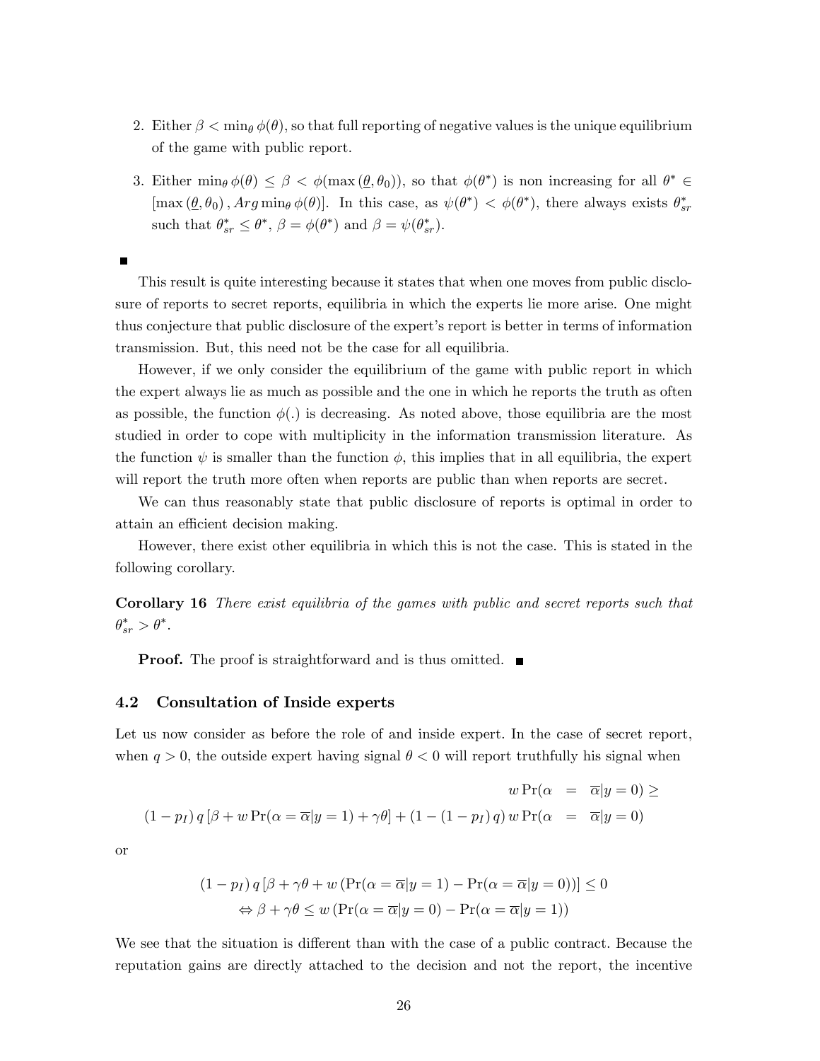2. Either $\beta < \min_\theta \phi(\theta)$, so that full reporting of negative values is the unique equilibrium of the game with public report.

3. Either $\min_\theta \phi(\theta) \leq \beta < \phi(\max(\underline{\theta}, \theta_0))$, so that $\phi(\theta^*)$ is non increasing for all $\theta^* \in [\max(\underline{\theta}, \theta_0), Arg\min_\theta \phi(\theta)]$. In this case, as $\psi(\theta^*) < \phi(\theta^*)$, there always exists $\theta^*_{sr}$ such that $\theta^*_{sr} \leq \theta^*$, $\beta = \phi(\theta^*)$ and $\beta = \psi(\theta^*_{sr})$.

∎

This result is quite interesting because it states that when one moves from public disclosure of reports to secret reports, equilibria in which the experts lie more arise. One might thus conjecture that public disclosure of the expert's report is better in terms of information transmission. But, this need not be the case for all equilibria.

However, if we only consider the equilibrium of the game with public report in which the expert always lie as much as possible and the one in which he reports the truth as often as possible, the function $\phi(.)$ is decreasing. As noted above, those equilibria are the most studied in order to cope with multiplicity in the information transmission literature. As the function $\psi$ is smaller than the function $\phi$, this implies that in all equilibria, the expert will report the truth more often when reports are public than when reports are secret.

We can thus reasonably state that public disclosure of reports is optimal in order to attain an efficient decision making.

However, there exist other equilibria in which this is not the case. This is stated in the following corollary.

**Corollary 16** *There exist equilibria of the games with public and secret reports such that $\theta^*_{sr} > \theta^*$.*

**Proof.** The proof is straightforward and is thus omitted. ∎

### 4.2 Consultation of Inside experts

Let us now consider as before the role of and inside expert. In the case of secret report, when $q > 0$, the outside expert having signal $\theta < 0$ will report truthfully his signal when

$$
\begin{aligned}
w \Pr(\alpha &= \overline{\alpha} | y = 0) \geq \\
(1 - p_I) q [\beta + w \Pr(\alpha = \overline{\alpha} | y = 1) + \gamma\theta] + (1 - (1 - p_I) q) w \Pr(\alpha &= \overline{\alpha} | y = 0)
\end{aligned}
$$

or

$$
\begin{aligned}
(1 - p_I) q [\beta + \gamma\theta + w (\Pr(\alpha = \overline{\alpha} | y = 1) - \Pr(\alpha = \overline{\alpha} | y = 0))] \leq 0 \\
\Leftrightarrow \beta + \gamma\theta \leq w (\Pr(\alpha = \overline{\alpha} | y = 0) - \Pr(\alpha = \overline{\alpha} | y = 1))
\end{aligned}
$$

We see that the situation is different than with the case of a public contract. Because the reputation gains are directly attached to the decision and not the report, the incentive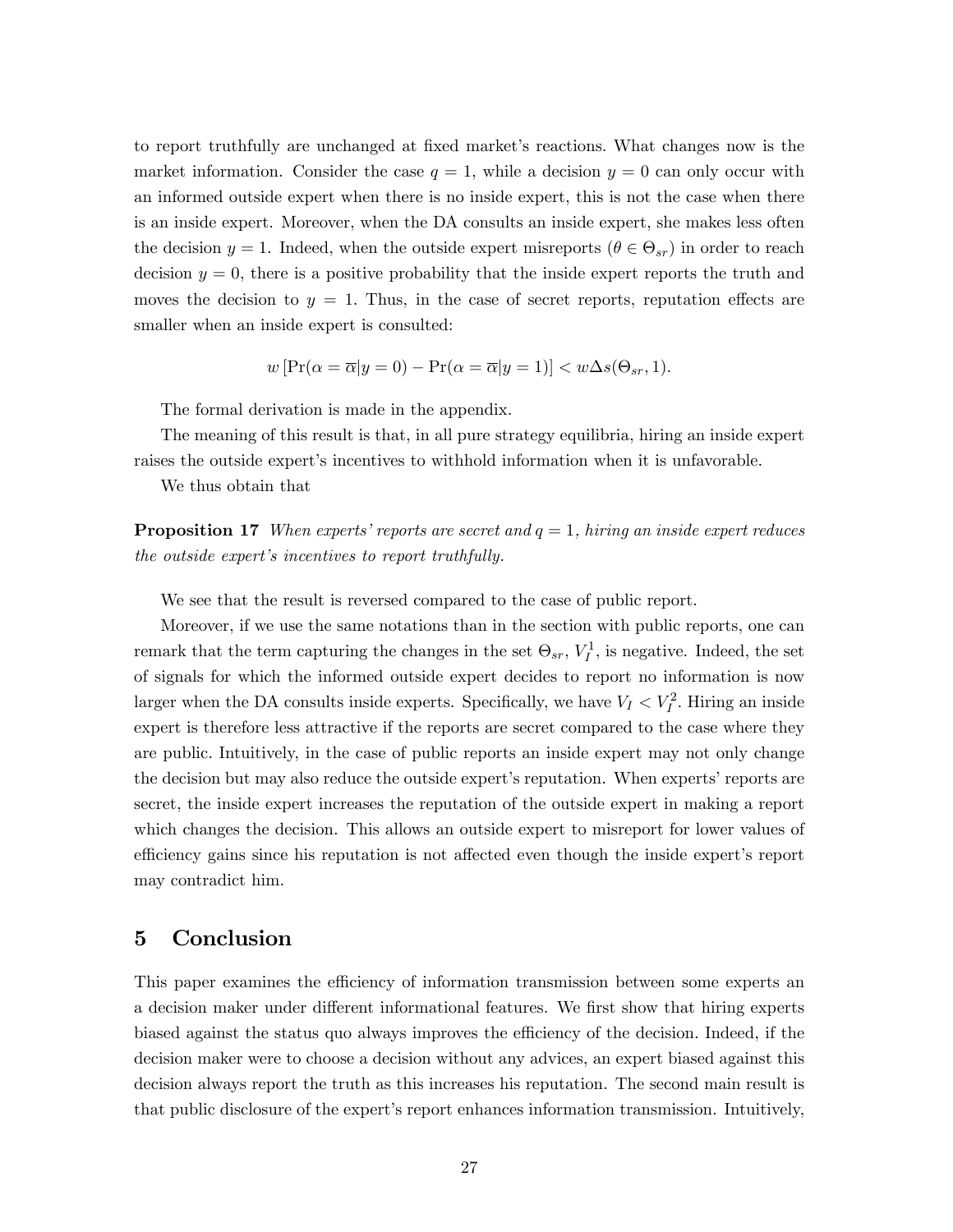to report truthfully are unchanged at fixed market's reactions. What changes now is the market information. Consider the case $q = 1$, while a decision $y = 0$ can only occur with an informed outside expert when there is no inside expert, this is not the case when there is an inside expert. Moreover, when the DA consults an inside expert, she makes less often the decision $y = 1$. Indeed, when the outside expert misreports ($\theta \in \Theta_{sr}$) in order to reach decision $y = 0$, there is a positive probability that the inside expert reports the truth and moves the decision to $y = 1$. Thus, in the case of secret reports, reputation effects are smaller when an inside expert is consulted:

$$w\left[\Pr(\alpha = \overline{\alpha}|y = 0) - \Pr(\alpha = \overline{\alpha}|y = 1)\right] < w\Delta s(\Theta_{sr}, 1).$$

The formal derivation is made in the appendix.

The meaning of this result is that, in all pure strategy equilibria, hiring an inside expert raises the outside expert's incentives to withhold information when it is unfavorable.

We thus obtain that

**Proposition 17** *When experts' reports are secret and $q = 1$, hiring an inside expert reduces the outside expert's incentives to report truthfully.*

We see that the result is reversed compared to the case of public report.

Moreover, if we use the same notations than in the section with public reports, one can remark that the term capturing the changes in the set $\Theta_{sr}$, $V_I^1$, is negative. Indeed, the set of signals for which the informed outside expert decides to report no information is now larger when the DA consults inside experts. Specifically, we have $V_I < V_I^2$. Hiring an inside expert is therefore less attractive if the reports are secret compared to the case where they are public. Intuitively, in the case of public reports an inside expert may not only change the decision but may also reduce the outside expert's reputation. When experts' reports are secret, the inside expert increases the reputation of the outside expert in making a report which changes the decision. This allows an outside expert to misreport for lower values of efficiency gains since his reputation is not affected even though the inside expert's report may contradict him.

# 5 Conclusion

This paper examines the efficiency of information transmission between some experts an a decision maker under different informational features. We first show that hiring experts biased against the status quo always improves the efficiency of the decision. Indeed, if the decision maker were to choose a decision without any advices, an expert biased against this decision always report the truth as this increases his reputation. The second main result is that public disclosure of the expert's report enhances information transmission. Intuitively,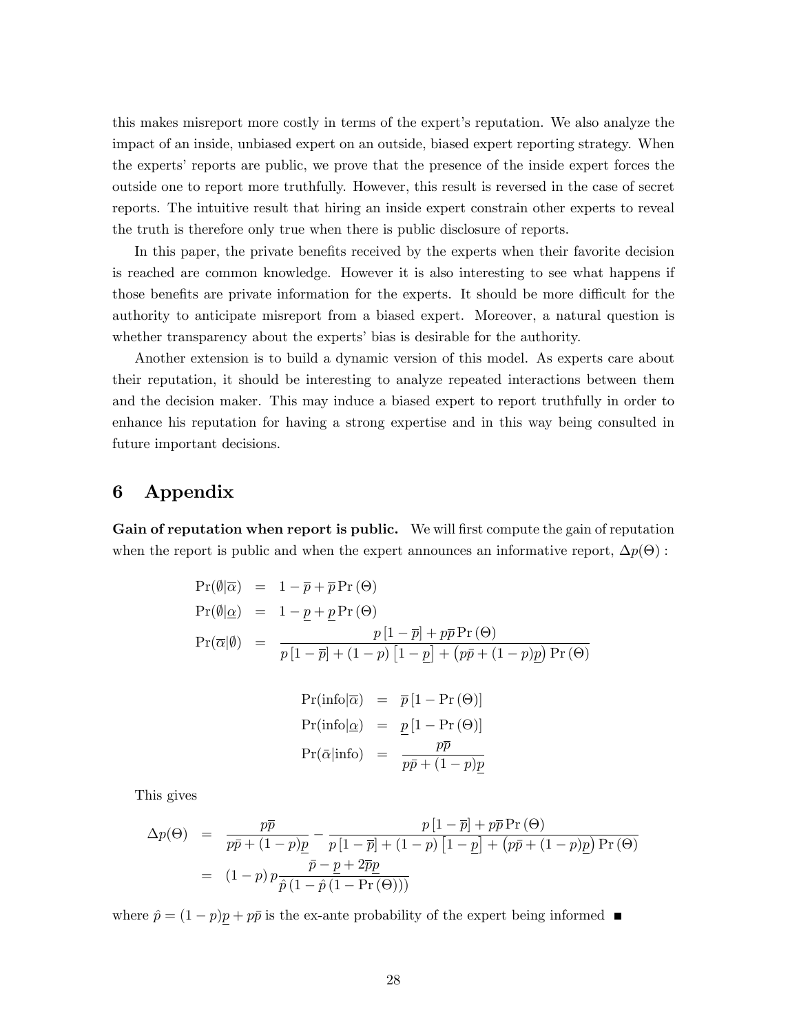this makes misreport more costly in terms of the expert's reputation. We also analyze the impact of an inside, unbiased expert on an outside, biased expert reporting strategy. When the experts' reports are public, we prove that the presence of the inside expert forces the outside one to report more truthfully. However, this result is reversed in the case of secret reports. The intuitive result that hiring an inside expert constrain other experts to reveal the truth is therefore only true when there is public disclosure of reports.

In this paper, the private benefits received by the experts when their favorite decision is reached are common knowledge. However it is also interesting to see what happens if those benefits are private information for the experts. It should be more difficult for the authority to anticipate misreport from a biased expert. Moreover, a natural question is whether transparency about the experts' bias is desirable for the authority.

Another extension is to build a dynamic version of this model. As experts care about their reputation, it should be interesting to analyze repeated interactions between them and the decision maker. This may induce a biased expert to report truthfully in order to enhance his reputation for having a strong expertise and in this way being consulted in future important decisions.

# 6 Appendix

**Gain of reputation when report is public.** We will first compute the gain of reputation when the report is public and when the expert announces an informative report, $\Delta p(\Theta)$ :

$$
\begin{aligned}
\Pr(\emptyset|\overline{\alpha}) &= 1-\overline{p}+\overline{p}\Pr(\Theta) \\
\Pr(\emptyset|\underline{\alpha}) &= 1-\underline{p}+\underline{p}\Pr(\Theta) \\
\Pr(\overline{\alpha}|\emptyset) &= \frac{p\left[1-\overline{p}\right]+p\overline{p}\Pr(\Theta)}{p\left[1-\overline{p}\right]+(1-p)\left[1-\underline{p}\right]+\left(p\overline{p}+(1-p)\underline{p}\right)\Pr(\Theta)}
\end{aligned}
$$

$$
\begin{aligned}
\Pr(\text{info}|\overline{\alpha}) &= \overline{p}\left[1-\Pr(\Theta)\right] \\
\Pr(\text{info}|\underline{\alpha}) &= \underline{p}\left[1-\Pr(\Theta)\right] \\
\Pr(\bar{\alpha}|\text{info}) &= \frac{p\overline{p}}{p\bar{p}+(1-p)\underline{p}}
\end{aligned}
$$

This gives

$$
\begin{aligned}
\Delta p(\Theta) &= \frac{p\overline{p}}{p\bar{p}+(1-p)\underline{p}}-\frac{p\left[1-\overline{p}\right]+p\overline{p}\Pr(\Theta)}{p\left[1-\overline{p}\right]+(1-p)\left[1-\underline{p}\right]+\left(p\bar{p}+(1-p)\underline{p}\right)\Pr(\Theta)} \\
&= (1-p)\,p\frac{\bar{p}-\underline{p}+2\overline{p}\underline{p}}{\hat{p}\left(1-\hat{p}\left(1-\Pr(\Theta)\right)\right)}
\end{aligned}
$$

where $\hat{p}=(1-p)\underline{p}+p\bar{p}$ is the ex-ante probability of the expert being informed ■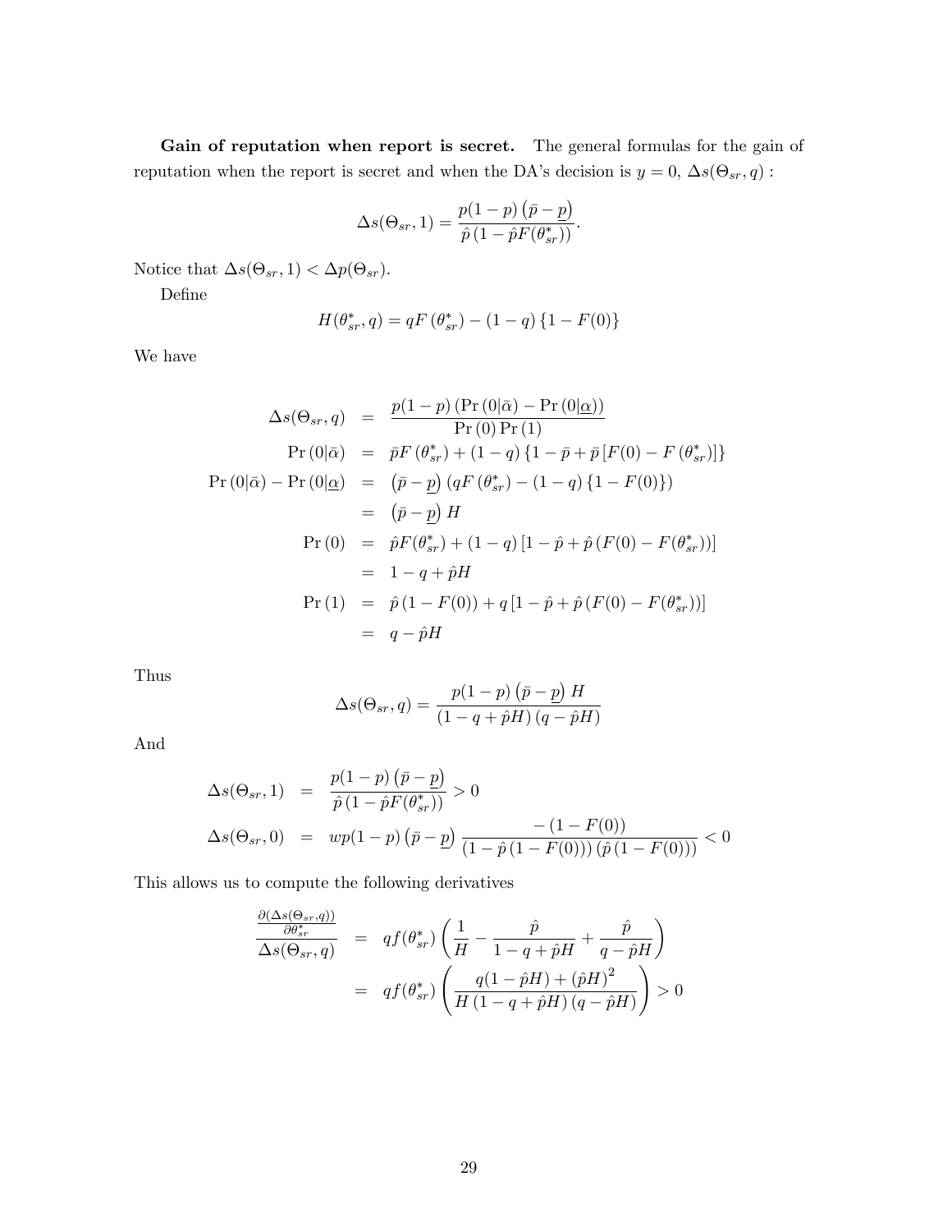**Gain of reputation when report is secret.** The general formulas for the gain of reputation when the report is secret and when the DA's decision is $y = 0$, $\Delta s(\Theta_{sr}, q)$ :

$$\Delta s(\Theta_{sr}, 1) = \frac{p(1-p)\left(\bar{p} - \underline{p}\right)}{\hat{p}\left(1 - \hat{p}F(\theta_{sr}^{*})\right)}.$$

Notice that $\Delta s(\Theta_{sr}, 1) < \Delta p(\Theta_{sr})$.

Define

$$H(\theta_{sr}^{*}, q) = qF\left(\theta_{sr}^{*}\right) - (1-q)\left\{1 - F(0)\right\}$$

We have

$$\begin{aligned}
\Delta s(\Theta_{sr}, q) &= \frac{p(1-p)\left(\Pr\left(0|\bar{\alpha}\right) - \Pr\left(0|\underline{\alpha}\right)\right)}{\Pr\left(0\right)\Pr\left(1\right)} \\
\Pr\left(0|\bar{\alpha}\right) &= \bar{p}F\left(\theta_{sr}^{*}\right) + (1-q)\left\{1 - \bar{p} + \bar{p}\left[F(0) - F\left(\theta_{sr}^{*}\right)\right]\right\} \\
\Pr\left(0|\bar{\alpha}\right) - \Pr\left(0|\underline{\alpha}\right) &= \left(\bar{p} - \underline{p}\right)\left(qF\left(\theta_{sr}^{*}\right) - (1-q)\left\{1 - F(0)\right\}\right) \\
&= \left(\bar{p} - \underline{p}\right)H \\
\Pr\left(0\right) &= \hat{p}F(\theta_{sr}^{*}) + (1-q)\left[1 - \hat{p} + \hat{p}\left(F(0) - F(\theta_{sr}^{*})\right)\right] \\
&= 1 - q + \hat{p}H \\
\Pr\left(1\right) &= \hat{p}\left(1 - F(0)\right) + q\left[1 - \hat{p} + \hat{p}\left(F(0) - F(\theta_{sr}^{*})\right)\right] \\
&= q - \hat{p}H
\end{aligned}$$

Thus

$$\Delta s(\Theta_{sr}, q) = \frac{p(1-p)\left(\bar{p} - \underline{p}\right)H}{\left(1 - q + \hat{p}H\right)\left(q - \hat{p}H\right)}$$

And

$$\begin{aligned}
\Delta s(\Theta_{sr}, 1) &= \frac{p(1-p)\left(\bar{p} - \underline{p}\right)}{\hat{p}\left(1 - \hat{p}F(\theta_{sr}^{*})\right)} > 0 \\
\Delta s(\Theta_{sr}, 0) &= wp(1-p)\left(\bar{p} - \underline{p}\right)\frac{-\left(1 - F(0)\right)}{\left(1 - \hat{p}\left(1 - F(0)\right)\right)\left(\hat{p}\left(1 - F(0)\right)\right)} < 0
\end{aligned}$$

This allows us to compute the following derivatives

$$\begin{aligned}
\frac{\frac{\partial(\Delta s(\Theta_{sr}, q))}{\partial\theta_{sr}^{*}}}{\Delta s(\Theta_{sr}, q)} &= qf(\theta_{sr}^{*})\left(\frac{1}{H} - \frac{\hat{p}}{1 - q + \hat{p}H} + \frac{\hat{p}}{q - \hat{p}H}\right) \\
&= qf(\theta_{sr}^{*})\left(\frac{q(1 - \hat{p}H) + \left(\hat{p}H\right)^{2}}{H\left(1 - q + \hat{p}H\right)\left(q - \hat{p}H\right)}\right) > 0
\end{aligned}$$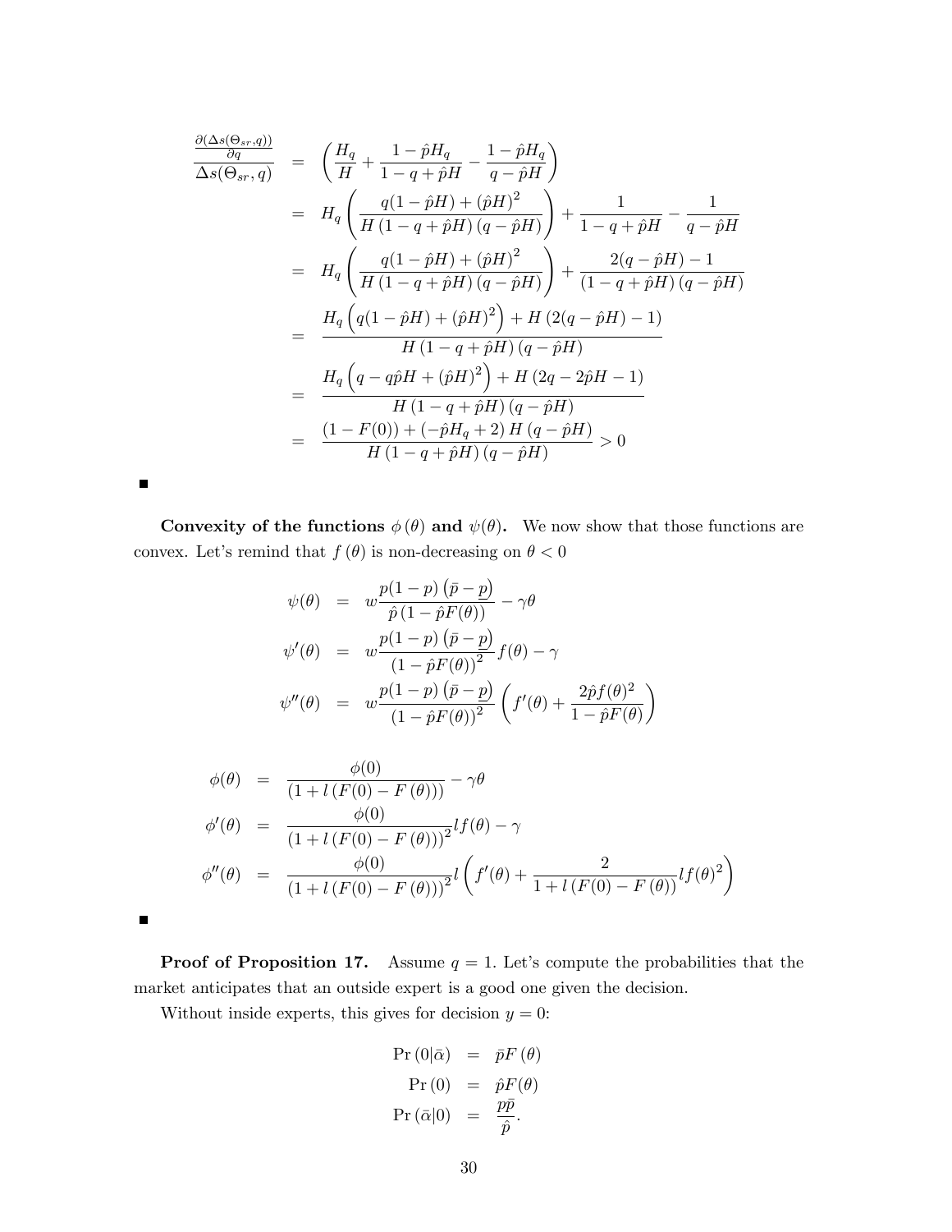$$
\begin{aligned}
\frac{\frac{\partial(\Delta s(\Theta_{sr},q))}{\partial q}}{\Delta s(\Theta_{sr},q)} &= \left(\frac{H_q}{H} + \frac{1-\hat{p}H_q}{1-q+\hat{p}H} - \frac{1-\hat{p}H_q}{q-\hat{p}H}\right) \\
&= H_q\left(\frac{q(1-\hat{p}H)+(\hat{p}H)^2}{H\left(1-q+\hat{p}H\right)\left(q-\hat{p}H\right)}\right) + \frac{1}{1-q+\hat{p}H} - \frac{1}{q-\hat{p}H} \\
&= H_q\left(\frac{q(1-\hat{p}H)+(\hat{p}H)^2}{H\left(1-q+\hat{p}H\right)\left(q-\hat{p}H\right)}\right) + \frac{2(q-\hat{p}H)-1}{\left(1-q+\hat{p}H\right)\left(q-\hat{p}H\right)} \\
&= \frac{H_q\left(q(1-\hat{p}H)+(\hat{p}H)^2\right) + H\left(2(q-\hat{p}H)-1\right)}{H\left(1-q+\hat{p}H\right)\left(q-\hat{p}H\right)} \\
&= \frac{H_q\left(q-q\hat{p}H+(\hat{p}H)^2\right) + H\left(2q-2\hat{p}H-1\right)}{H\left(1-q+\hat{p}H\right)\left(q-\hat{p}H\right)} \\
&= \frac{(1-F(0)) + \left(-\hat{p}H_q+2\right)H\left(q-\hat{p}H\right)}{H\left(1-q+\hat{p}H\right)\left(q-\hat{p}H\right)} > 0
\end{aligned}
$$

■

**Convexity of the functions $\phi(\theta)$ and $\psi(\theta)$.** We now show that those functions are convex. Let's remind that $f(\theta)$ is non-decreasing on $\theta < 0$

$$
\begin{aligned}
\psi(\theta) &= w\frac{p(1-p)\left(\bar{p}-\underline{p}\right)}{\hat{p}\left(1-\hat{p}F(\theta)\right)} - \gamma\theta \\
\psi'(\theta) &= w\frac{p(1-p)\left(\bar{p}-\underline{p}\right)}{\left(1-\hat{p}F(\theta)\right)^2}f(\theta) - \gamma \\
\psi''(\theta) &= w\frac{p(1-p)\left(\bar{p}-\underline{p}\right)}{\left(1-\hat{p}F(\theta)\right)^2}\left(f'(\theta) + \frac{2\hat{p}f(\theta)^2}{1-\hat{p}F(\theta)}\right)
\end{aligned}
$$

$$
\begin{aligned}
\phi(\theta) &= \frac{\phi(0)}{\left(1+l\left(F(0)-F(\theta)\right)\right)} - \gamma\theta \\
\phi'(\theta) &= \frac{\phi(0)}{\left(1+l\left(F(0)-F(\theta)\right)\right)^2}lf(\theta) - \gamma \\
\phi''(\theta) &= \frac{\phi(0)}{\left(1+l\left(F(0)-F(\theta)\right)\right)^2}l\left(f'(\theta) + \frac{2}{1+l\left(F(0)-F(\theta)\right)}lf(\theta)^2\right)
\end{aligned}
$$

■

**Proof of Proposition 17.** Assume $q = 1$. Let's compute the probabilities that the market anticipates that an outside expert is a good one given the decision.

Without inside experts, this gives for decision $y = 0$:

$$
\begin{aligned}
\Pr\left(0|\bar{\alpha}\right) &= \bar{p}F\left(\theta\right) \\
\Pr\left(0\right) &= \hat{p}F(\theta) \\
\Pr\left(\bar{\alpha}|0\right) &= \frac{p\bar{p}}{\hat{p}}.
\end{aligned}
$$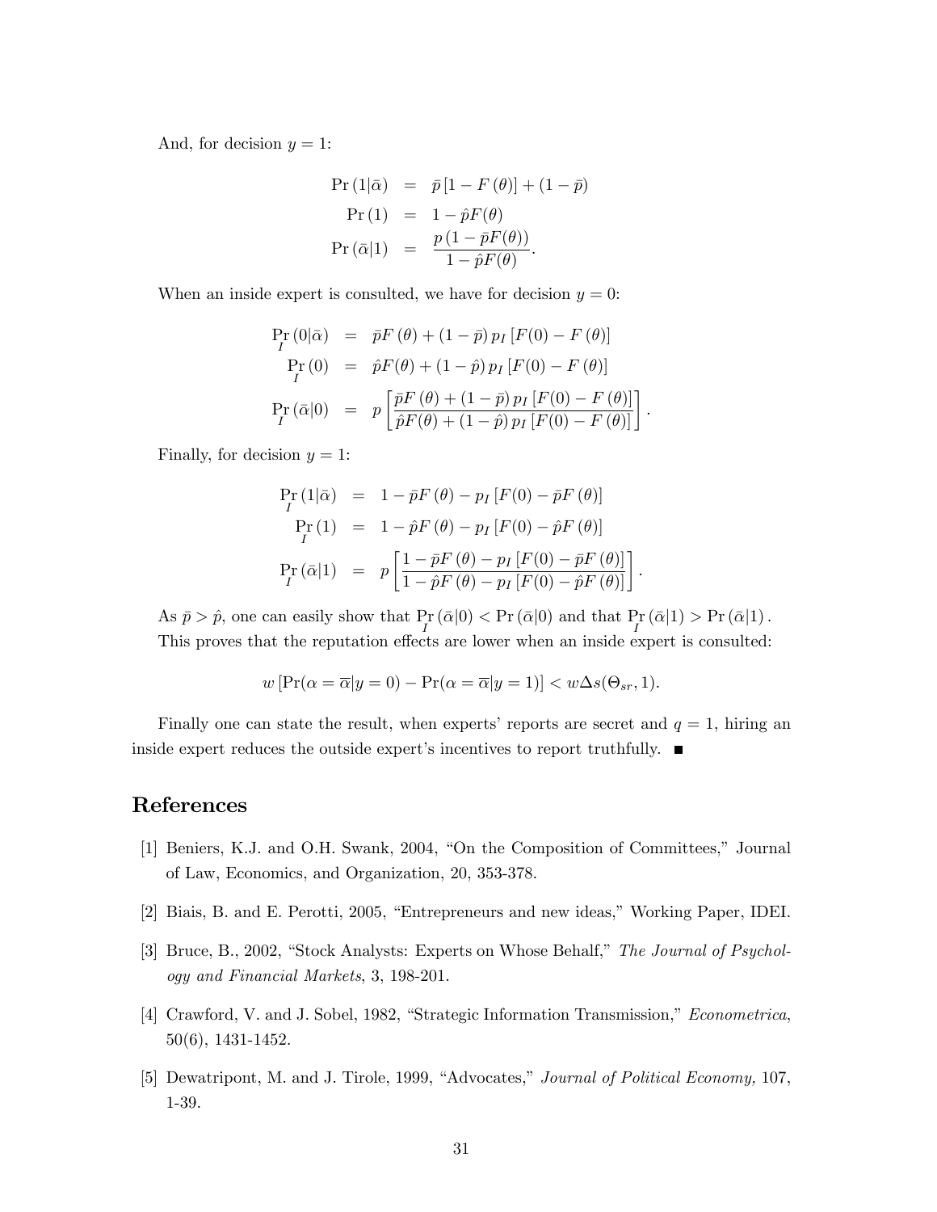And, for decision $y = 1$:

$$
\begin{aligned}
\Pr(1|\bar{\alpha}) &= \bar{p}\left[1 - F(\theta)\right] + (1 - \bar{p}) \\
\Pr(1) &= 1 - \hat{p}F(\theta) \\
\Pr(\bar{\alpha}|1) &= \frac{p\left(1 - \bar{p}F(\theta)\right)}{1 - \hat{p}F(\theta)}.
\end{aligned}
$$

When an inside expert is consulted, we have for decision $y = 0$:

$$
\begin{aligned}
\Pr_I(0|\bar{\alpha}) &= \bar{p}F(\theta) + (1 - \bar{p})\, p_I \left[F(0) - F(\theta)\right] \\
\Pr_I(0) &= \hat{p}F(\theta) + (1 - \hat{p})\, p_I \left[F(0) - F(\theta)\right] \\
\Pr_I(\bar{\alpha}|0) &= p\left[\frac{\bar{p}F(\theta) + (1 - \bar{p})\, p_I \left[F(0) - F(\theta)\right]}{\hat{p}F(\theta) + (1 - \hat{p})\, p_I \left[F(0) - F(\theta)\right]}\right].
\end{aligned}
$$

Finally, for decision $y = 1$:

$$
\begin{aligned}
\Pr_I(1|\bar{\alpha}) &= 1 - \bar{p}F(\theta) - p_I \left[F(0) - \bar{p}F(\theta)\right] \\
\Pr_I(1) &= 1 - \hat{p}F(\theta) - p_I \left[F(0) - \hat{p}F(\theta)\right] \\
\Pr_I(\bar{\alpha}|1) &= p\left[\frac{1 - \bar{p}F(\theta) - p_I \left[F(0) - \bar{p}F(\theta)\right]}{1 - \hat{p}F(\theta) - p_I \left[F(0) - \hat{p}F(\theta)\right]}\right].
\end{aligned}
$$

As $\bar{p} > \hat{p}$, one can easily show that $\Pr_I(\bar{\alpha}|0) < \Pr(\bar{\alpha}|0)$ and that $\Pr_I(\bar{\alpha}|1) > \Pr(\bar{\alpha}|1)$. This proves that the reputation effects are lower when an inside expert is consulted:

$$
w\left[\Pr(\alpha = \overline{\alpha}|y = 0) - \Pr(\alpha = \overline{\alpha}|y = 1)\right] < w\Delta s(\Theta_{sr}, 1).
$$

Finally one can state the result, when experts' reports are secret and $q = 1$, hiring an inside expert reduces the outside expert's incentives to report truthfully. ∎

## References

[1] Beniers, K.J. and O.H. Swank, 2004, "On the Composition of Committees," Journal of Law, Economics, and Organization, 20, 353-378.

[2] Biais, B. and E. Perotti, 2005, "Entrepreneurs and new ideas," Working Paper, IDEI.

[3] Bruce, B., 2002, "Stock Analysts: Experts on Whose Behalf," *The Journal of Psychology and Financial Markets*, 3, 198-201.

[4] Crawford, V. and J. Sobel, 1982, "Strategic Information Transmission," *Econometrica*, 50(6), 1431-1452.

[5] Dewatripont, M. and J. Tirole, 1999, "Advocates," *Journal of Political Economy,* 107, 1-39.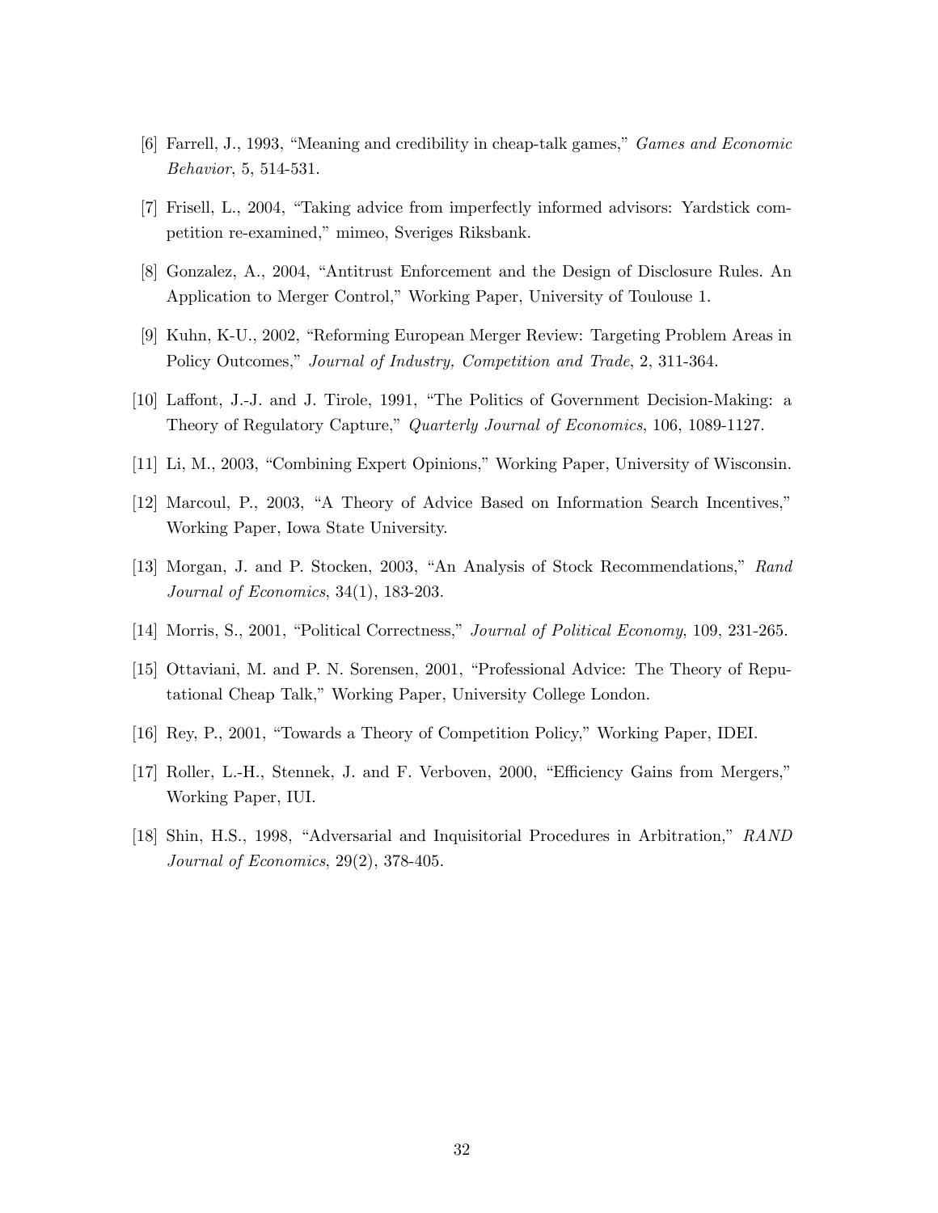[6] Farrell, J., 1993, "Meaning and credibility in cheap-talk games," *Games and Economic Behavior*, 5, 514-531.

[7] Frisell, L., 2004, "Taking advice from imperfectly informed advisors: Yardstick competition re-examined," mimeo, Sveriges Riksbank.

[8] Gonzalez, A., 2004, "Antitrust Enforcement and the Design of Disclosure Rules. An Application to Merger Control," Working Paper, University of Toulouse 1.

[9] Kuhn, K-U., 2002, "Reforming European Merger Review: Targeting Problem Areas in Policy Outcomes," *Journal of Industry, Competition and Trade*, 2, 311-364.

[10] Laffont, J.-J. and J. Tirole, 1991, "The Politics of Government Decision-Making: a Theory of Regulatory Capture," *Quarterly Journal of Economics*, 106, 1089-1127.

[11] Li, M., 2003, "Combining Expert Opinions," Working Paper, University of Wisconsin.

[12] Marcoul, P., 2003, "A Theory of Advice Based on Information Search Incentives," Working Paper, Iowa State University.

[13] Morgan, J. and P. Stocken, 2003, "An Analysis of Stock Recommendations," *Rand Journal of Economics*, 34(1), 183-203.

[14] Morris, S., 2001, "Political Correctness," *Journal of Political Economy*, 109, 231-265.

[15] Ottaviani, M. and P. N. Sorensen, 2001, "Professional Advice: The Theory of Reputational Cheap Talk," Working Paper, University College London.

[16] Rey, P., 2001, "Towards a Theory of Competition Policy," Working Paper, IDEI.

[17] Roller, L.-H., Stennek, J. and F. Verboven, 2000, "Efficiency Gains from Mergers," Working Paper, IUI.

[18] Shin, H.S., 1998, "Adversarial and Inquisitorial Procedures in Arbitration," *RAND Journal of Economics*, 29(2), 378-405.